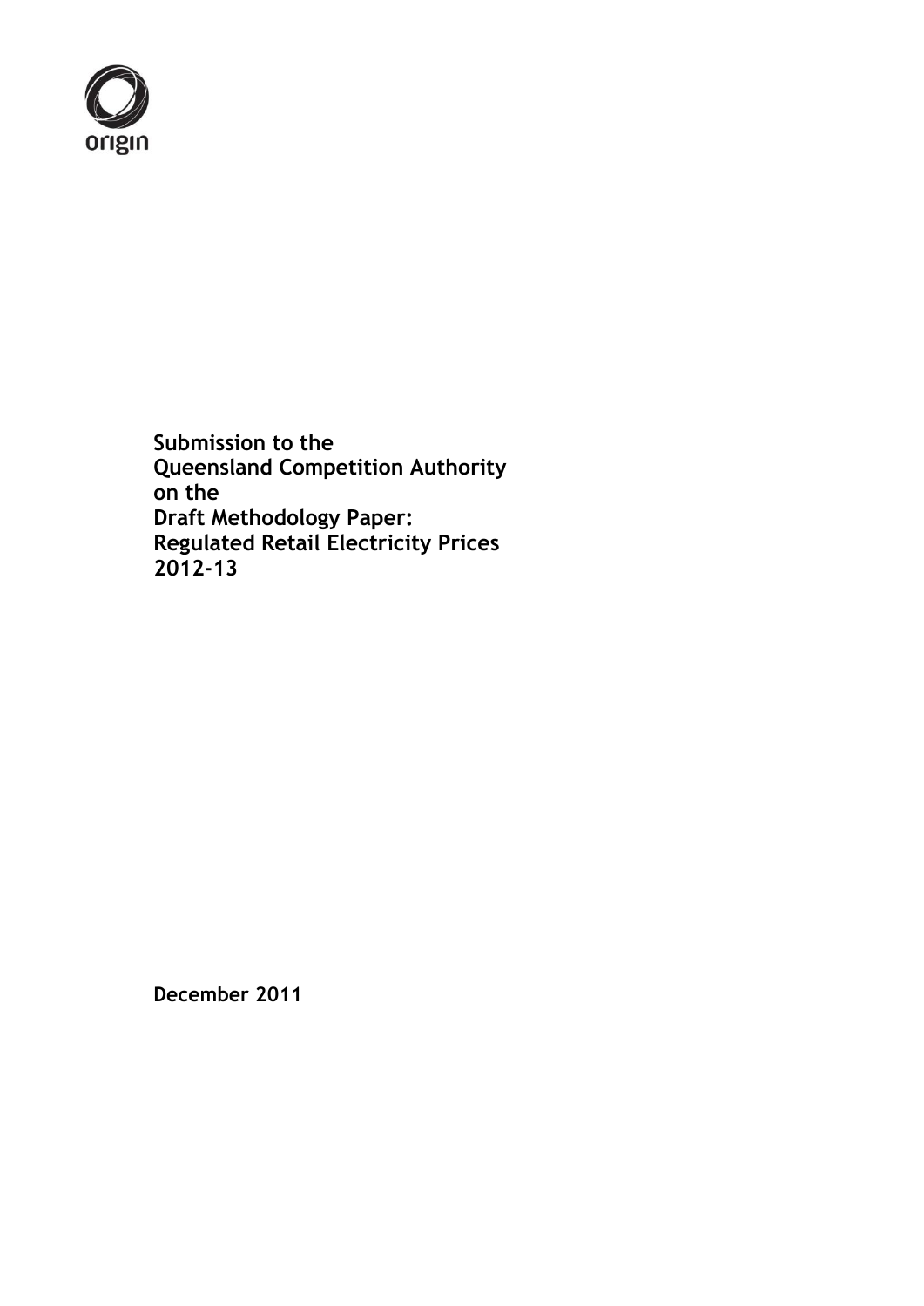origin

**Submission to the**
**Queensland Competition Authority**
**on the**
**Draft Methodology Paper:**
**Regulated Retail Electricity Prices**
**2012-13**

**December 2011**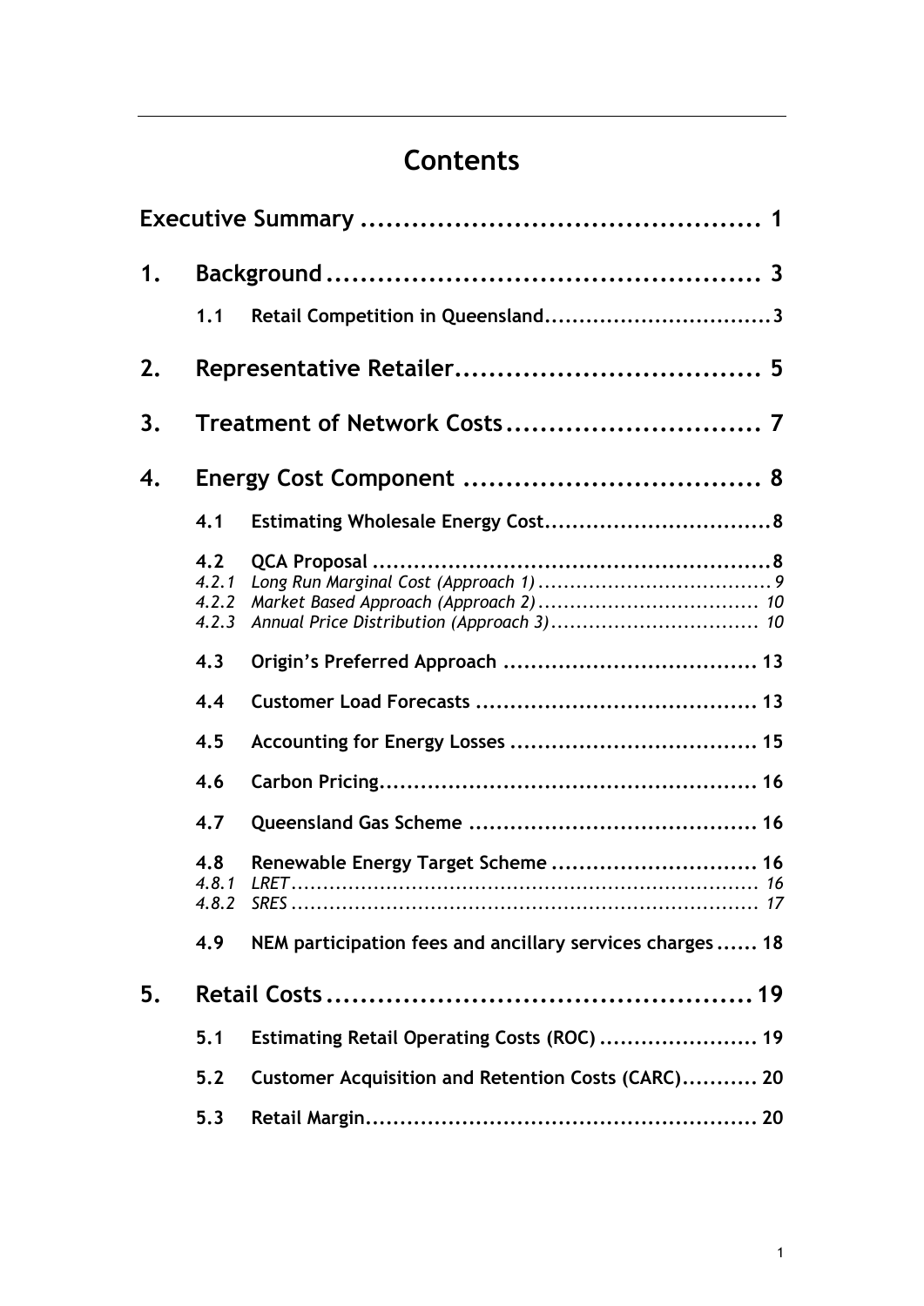# Contents

| | | |
|---|---|---|
| **Executive Summary** | | **1** |
| **1.** | **Background** | **3** |
| 1.1 | Retail Competition in Queensland | 3 |
| **2.** | **Representative Retailer** | **5** |
| **3.** | **Treatment of Network Costs** | **7** |
| **4.** | **Energy Cost Component** | **8** |
| 4.1 | Estimating Wholesale Energy Cost | 8 |
| 4.2 | QCA Proposal | 8 |
| *4.2.1* | *Long Run Marginal Cost (Approach 1)* | *9* |
| *4.2.2* | *Market Based Approach (Approach 2)* | *10* |
| *4.2.3* | *Annual Price Distribution (Approach 3)* | *10* |
| 4.3 | Origin's Preferred Approach | 13 |
| 4.4 | Customer Load Forecasts | 13 |
| 4.5 | Accounting for Energy Losses | 15 |
| 4.6 | Carbon Pricing | 16 |
| 4.7 | Queensland Gas Scheme | 16 |
| 4.8 | Renewable Energy Target Scheme | 16 |
| *4.8.1* | *LRET* | *16* |
| *4.8.2* | *SRES* | *17* |
| 4.9 | NEM participation fees and ancillary services charges | 18 |
| **5.** | **Retail Costs** | **19** |
| 5.1 | Estimating Retail Operating Costs (ROC) | 19 |
| 5.2 | Customer Acquisition and Retention Costs (CARC) | 20 |
| 5.3 | Retail Margin | 20 |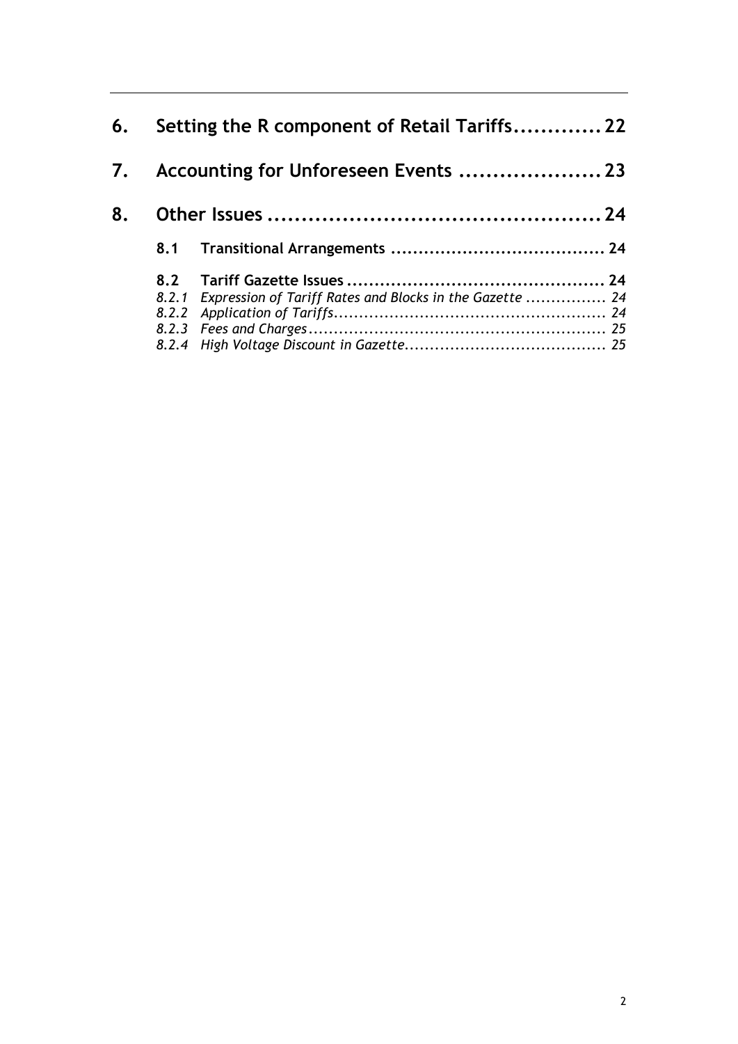**6. Setting the R component of Retail Tariffs.............22**

**7. Accounting for Unforeseen Events .....................23**

**8. Other Issues ................................................24**

**8.1 Transitional Arrangements ....................................... 24**

**8.2 Tariff Gazette Issues ............................................... 24**

*8.2.1 Expression of Tariff Rates and Blocks in the Gazette ................ 24*

*8.2.2 Application of Tariffs...................................................... 24*

*8.2.3 Fees and Charges........................................................... 25*

*8.2.4 High Voltage Discount in Gazette........................................ 25*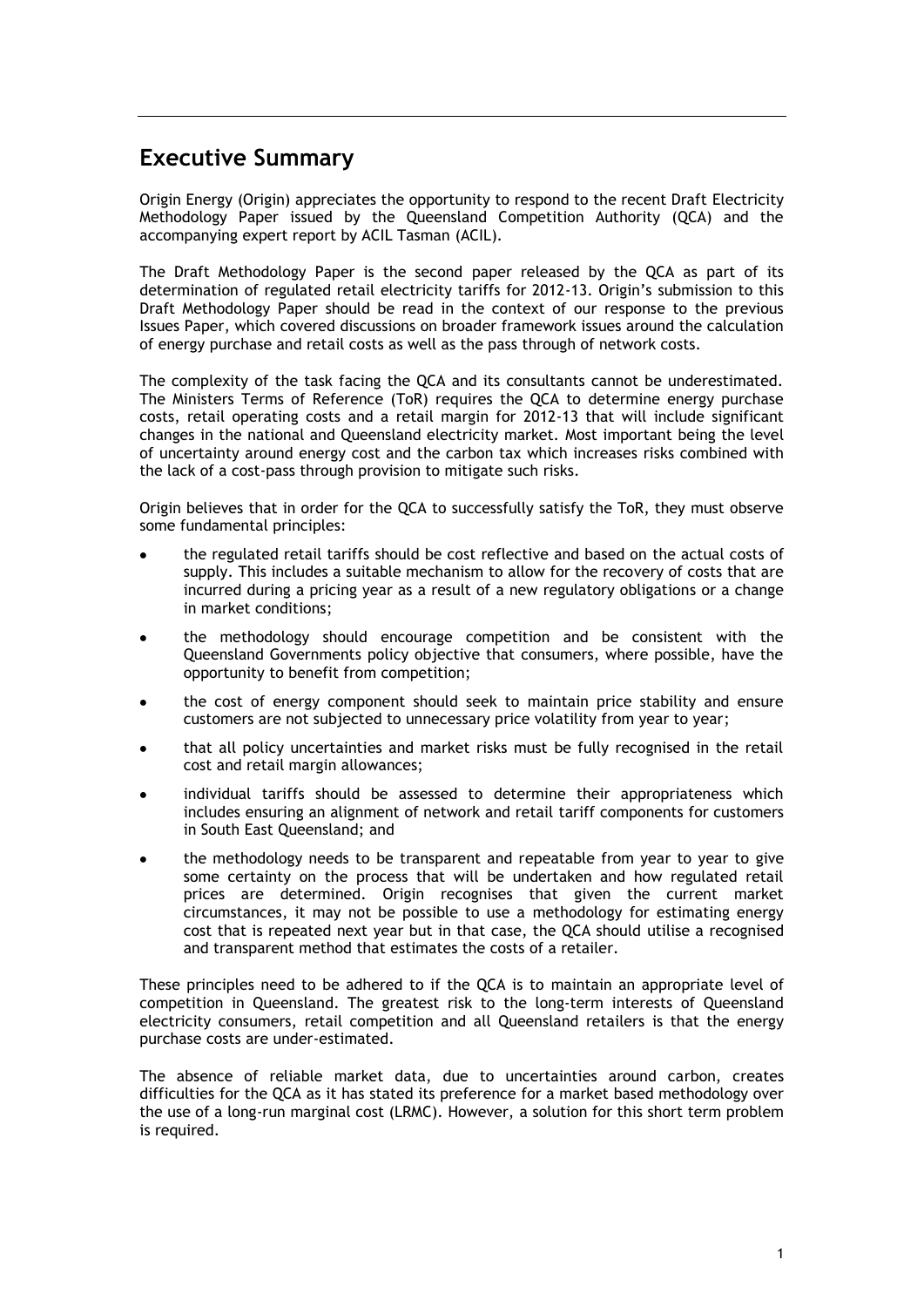## Executive Summary

Origin Energy (Origin) appreciates the opportunity to respond to the recent Draft Electricity Methodology Paper issued by the Queensland Competition Authority (QCA) and the accompanying expert report by ACIL Tasman (ACIL).

The Draft Methodology Paper is the second paper released by the QCA as part of its determination of regulated retail electricity tariffs for 2012-13. Origin's submission to this Draft Methodology Paper should be read in the context of our response to the previous Issues Paper, which covered discussions on broader framework issues around the calculation of energy purchase and retail costs as well as the pass through of network costs.

The complexity of the task facing the QCA and its consultants cannot be underestimated. The Ministers Terms of Reference (ToR) requires the QCA to determine energy purchase costs, retail operating costs and a retail margin for 2012-13 that will include significant changes in the national and Queensland electricity market. Most important being the level of uncertainty around energy cost and the carbon tax which increases risks combined with the lack of a cost-pass through provision to mitigate such risks.

Origin believes that in order for the QCA to successfully satisfy the ToR, they must observe some fundamental principles:

- the regulated retail tariffs should be cost reflective and based on the actual costs of supply. This includes a suitable mechanism to allow for the recovery of costs that are incurred during a pricing year as a result of a new regulatory obligations or a change in market conditions;
- the methodology should encourage competition and be consistent with the Queensland Governments policy objective that consumers, where possible, have the opportunity to benefit from competition;
- the cost of energy component should seek to maintain price stability and ensure customers are not subjected to unnecessary price volatility from year to year;
- that all policy uncertainties and market risks must be fully recognised in the retail cost and retail margin allowances;
- individual tariffs should be assessed to determine their appropriateness which includes ensuring an alignment of network and retail tariff components for customers in South East Queensland; and
- the methodology needs to be transparent and repeatable from year to year to give some certainty on the process that will be undertaken and how regulated retail prices are determined. Origin recognises that given the current market circumstances, it may not be possible to use a methodology for estimating energy cost that is repeated next year but in that case, the QCA should utilise a recognised and transparent method that estimates the costs of a retailer.

These principles need to be adhered to if the QCA is to maintain an appropriate level of competition in Queensland. The greatest risk to the long-term interests of Queensland electricity consumers, retail competition and all Queensland retailers is that the energy purchase costs are under-estimated.

The absence of reliable market data, due to uncertainties around carbon, creates difficulties for the QCA as it has stated its preference for a market based methodology over the use of a long-run marginal cost (LRMC). However, a solution for this short term problem is required.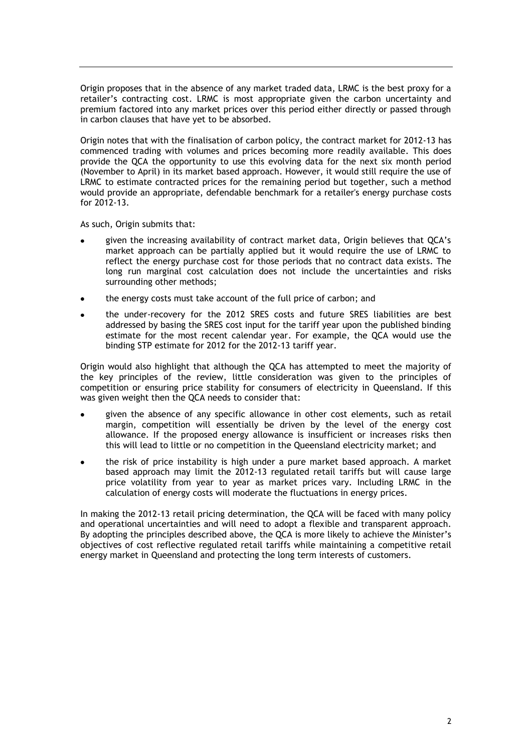Origin proposes that in the absence of any market traded data, LRMC is the best proxy for a retailer's contracting cost. LRMC is most appropriate given the carbon uncertainty and premium factored into any market prices over this period either directly or passed through in carbon clauses that have yet to be absorbed.

Origin notes that with the finalisation of carbon policy, the contract market for 2012-13 has commenced trading with volumes and prices becoming more readily available. This does provide the QCA the opportunity to use this evolving data for the next six month period (November to April) in its market based approach. However, it would still require the use of LRMC to estimate contracted prices for the remaining period but together, such a method would provide an appropriate, defendable benchmark for a retailer's energy purchase costs for 2012-13.

As such, Origin submits that:

- given the increasing availability of contract market data, Origin believes that QCA's market approach can be partially applied but it would require the use of LRMC to reflect the energy purchase cost for those periods that no contract data exists. The long run marginal cost calculation does not include the uncertainties and risks surrounding other methods;
- the energy costs must take account of the full price of carbon; and
- the under-recovery for the 2012 SRES costs and future SRES liabilities are best addressed by basing the SRES cost input for the tariff year upon the published binding estimate for the most recent calendar year. For example, the QCA would use the binding STP estimate for 2012 for the 2012-13 tariff year.

Origin would also highlight that although the QCA has attempted to meet the majority of the key principles of the review, little consideration was given to the principles of competition or ensuring price stability for consumers of electricity in Queensland. If this was given weight then the QCA needs to consider that:

- given the absence of any specific allowance in other cost elements, such as retail margin, competition will essentially be driven by the level of the energy cost allowance. If the proposed energy allowance is insufficient or increases risks then this will lead to little or no competition in the Queensland electricity market; and
- the risk of price instability is high under a pure market based approach. A market based approach may limit the 2012-13 regulated retail tariffs but will cause large price volatility from year to year as market prices vary. Including LRMC in the calculation of energy costs will moderate the fluctuations in energy prices.

In making the 2012-13 retail pricing determination, the QCA will be faced with many policy and operational uncertainties and will need to adopt a flexible and transparent approach. By adopting the principles described above, the QCA is more likely to achieve the Minister's objectives of cost reflective regulated retail tariffs while maintaining a competitive retail energy market in Queensland and protecting the long term interests of customers.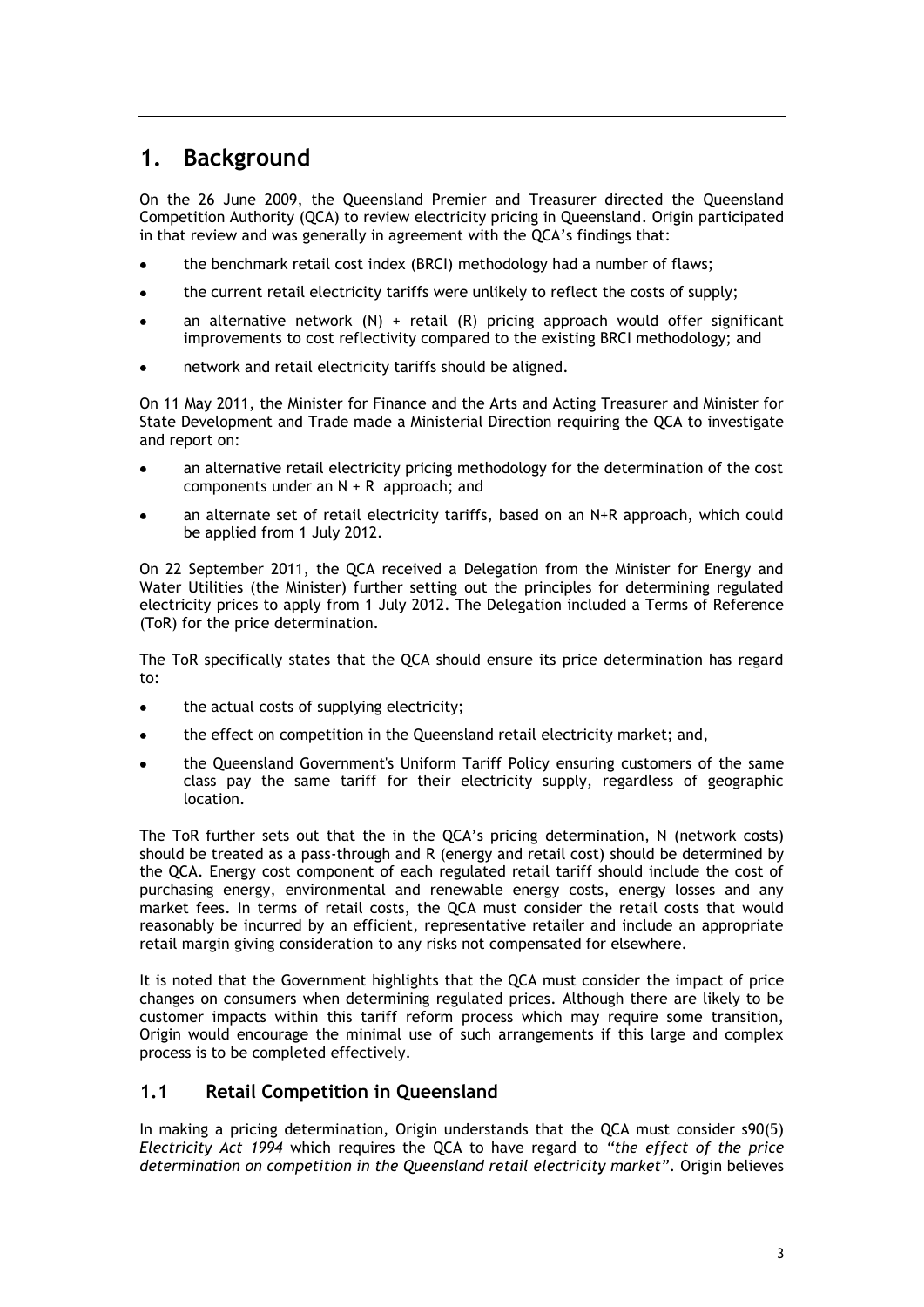# 1. Background

On the 26 June 2009, the Queensland Premier and Treasurer directed the Queensland Competition Authority (QCA) to review electricity pricing in Queensland. Origin participated in that review and was generally in agreement with the QCA's findings that:

- the benchmark retail cost index (BRCI) methodology had a number of flaws;
- the current retail electricity tariffs were unlikely to reflect the costs of supply;
- an alternative network (N) + retail (R) pricing approach would offer significant improvements to cost reflectivity compared to the existing BRCI methodology; and
- network and retail electricity tariffs should be aligned.

On 11 May 2011, the Minister for Finance and the Arts and Acting Treasurer and Minister for State Development and Trade made a Ministerial Direction requiring the QCA to investigate and report on:

- an alternative retail electricity pricing methodology for the determination of the cost components under an N + R approach; and
- an alternate set of retail electricity tariffs, based on an N+R approach, which could be applied from 1 July 2012.

On 22 September 2011, the QCA received a Delegation from the Minister for Energy and Water Utilities (the Minister) further setting out the principles for determining regulated electricity prices to apply from 1 July 2012. The Delegation included a Terms of Reference (ToR) for the price determination.

The ToR specifically states that the QCA should ensure its price determination has regard to:

- the actual costs of supplying electricity;
- the effect on competition in the Queensland retail electricity market; and,
- the Queensland Government's Uniform Tariff Policy ensuring customers of the same class pay the same tariff for their electricity supply, regardless of geographic location.

The ToR further sets out that the in the QCA's pricing determination, N (network costs) should be treated as a pass-through and R (energy and retail cost) should be determined by the QCA. Energy cost component of each regulated retail tariff should include the cost of purchasing energy, environmental and renewable energy costs, energy losses and any market fees. In terms of retail costs, the QCA must consider the retail costs that would reasonably be incurred by an efficient, representative retailer and include an appropriate retail margin giving consideration to any risks not compensated for elsewhere.

It is noted that the Government highlights that the QCA must consider the impact of price changes on consumers when determining regulated prices. Although there are likely to be customer impacts within this tariff reform process which may require some transition, Origin would encourage the minimal use of such arrangements if this large and complex process is to be completed effectively.

## 1.1 Retail Competition in Queensland

In making a pricing determination, Origin understands that the QCA must consider s90(5) *Electricity Act 1994* which requires the QCA to have regard to *"the effect of the price determination on competition in the Queensland retail electricity market"*. Origin believes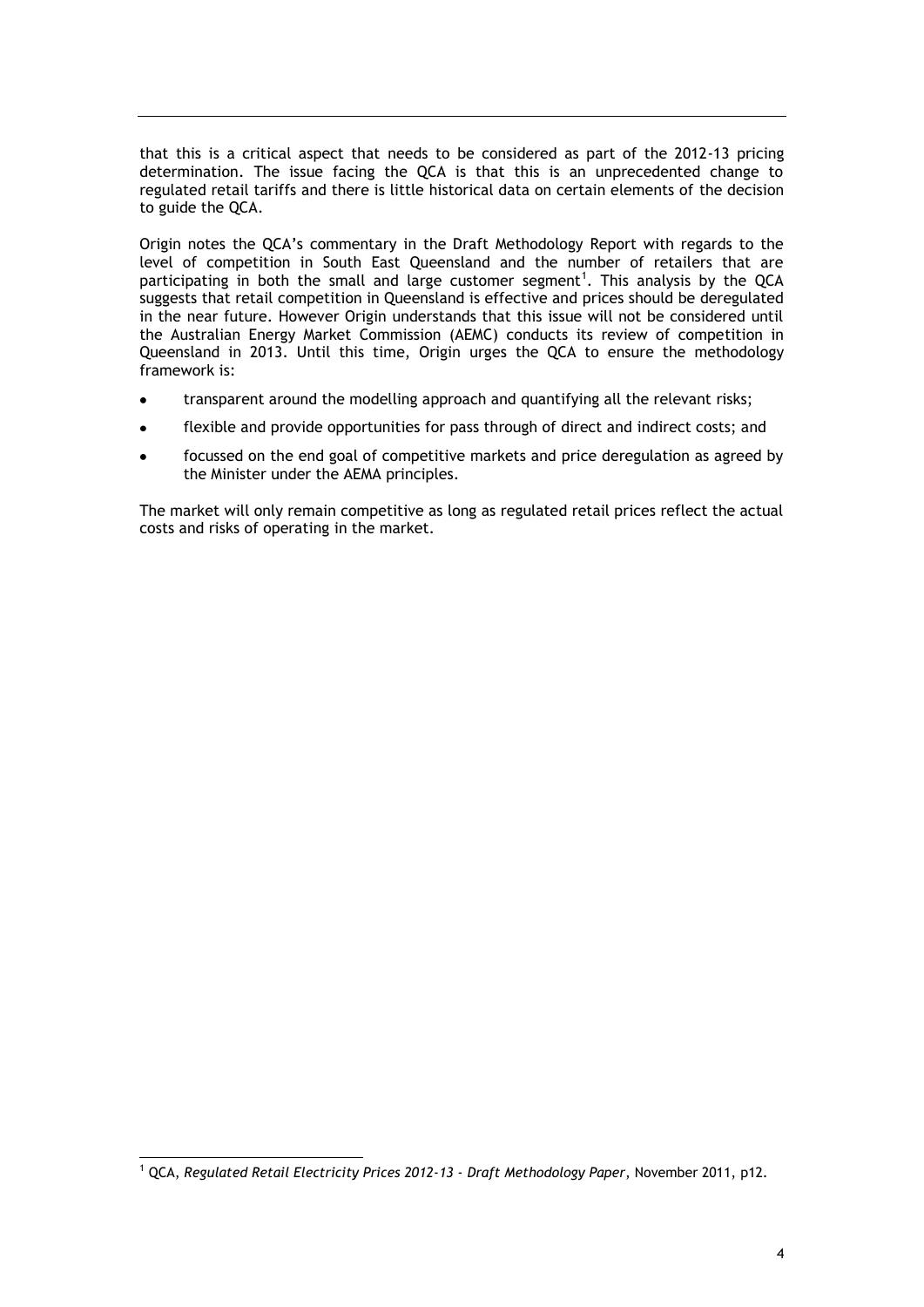that this is a critical aspect that needs to be considered as part of the 2012-13 pricing determination. The issue facing the QCA is that this is an unprecedented change to regulated retail tariffs and there is little historical data on certain elements of the decision to guide the QCA.

Origin notes the QCA's commentary in the Draft Methodology Report with regards to the level of competition in South East Queensland and the number of retailers that are participating in both the small and large customer segment[1]. This analysis by the QCA suggests that retail competition in Queensland is effective and prices should be deregulated in the near future. However Origin understands that this issue will not be considered until the Australian Energy Market Commission (AEMC) conducts its review of competition in Queensland in 2013. Until this time, Origin urges the QCA to ensure the methodology framework is:

- transparent around the modelling approach and quantifying all the relevant risks;
- flexible and provide opportunities for pass through of direct and indirect costs; and
- focussed on the end goal of competitive markets and price deregulation as agreed by the Minister under the AEMA principles.

The market will only remain competitive as long as regulated retail prices reflect the actual costs and risks of operating in the market.

[1] QCA, *Regulated Retail Electricity Prices 2012-13 - Draft Methodology Paper*, November 2011, p12.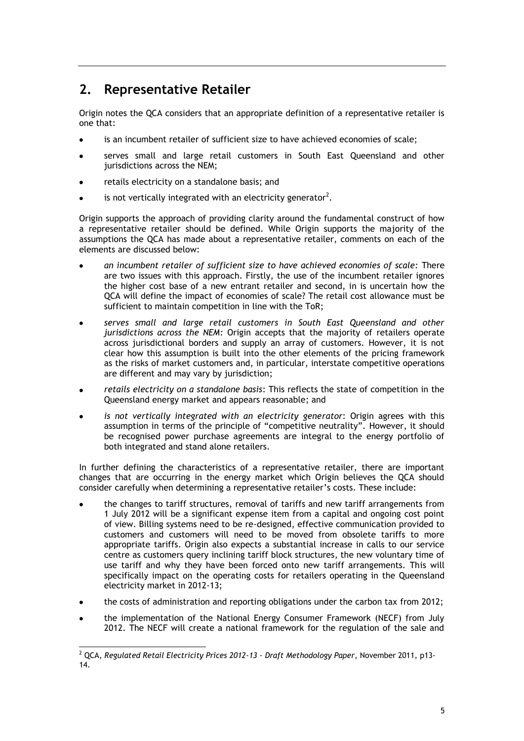## 2. Representative Retailer

Origin notes the QCA considers that an appropriate definition of a representative retailer is one that:

- is an incumbent retailer of sufficient size to have achieved economies of scale;
- serves small and large retail customers in South East Queensland and other jurisdictions across the NEM;
- retails electricity on a standalone basis; and
- is not vertically integrated with an electricity generator[2].

Origin supports the approach of providing clarity around the fundamental construct of how a representative retailer should be defined. While Origin supports the majority of the assumptions the QCA has made about a representative retailer, comments on each of the elements are discussed below:

- *an incumbent retailer of sufficient size to have achieved economies of scale:* There are two issues with this approach. Firstly, the use of the incumbent retailer ignores the higher cost base of a new entrant retailer and second, in is uncertain how the QCA will define the impact of economies of scale? The retail cost allowance must be sufficient to maintain competition in line with the ToR;
- *serves small and large retail customers in South East Queensland and other jurisdictions across the NEM:* Origin accepts that the majority of retailers operate across jurisdictional borders and supply an array of customers. However, it is not clear how this assumption is built into the other elements of the pricing framework as the risks of market customers and, in particular, interstate competitive operations are different and may vary by jurisdiction;
- *retails electricity on a standalone basis*: This reflects the state of competition in the Queensland energy market and appears reasonable; and
- *is not vertically integrated with an electricity generator*: Origin agrees with this assumption in terms of the principle of "competitive neutrality". However, it should be recognised power purchase agreements are integral to the energy portfolio of both integrated and stand alone retailers.

In further defining the characteristics of a representative retailer, there are important changes that are occurring in the energy market which Origin believes the QCA should consider carefully when determining a representative retailer's costs. These include:

- the changes to tariff structures, removal of tariffs and new tariff arrangements from 1 July 2012 will be a significant expense item from a capital and ongoing cost point of view. Billing systems need to be re-designed, effective communication provided to customers and customers will need to be moved from obsolete tariffs to more appropriate tariffs. Origin also expects a substantial increase in calls to our service centre as customers query inclining tariff block structures, the new voluntary time of use tariff and why they have been forced onto new tariff arrangements. This will specifically impact on the operating costs for retailers operating in the Queensland electricity market in 2012-13;
- the costs of administration and reporting obligations under the carbon tax from 2012;
- the implementation of the National Energy Consumer Framework (NECF) from July 2012. The NECF will create a national framework for the regulation of the sale and

[2] QCA, *Regulated Retail Electricity Prices 2012-13 - Draft Methodology Paper*, November 2011, p13-14.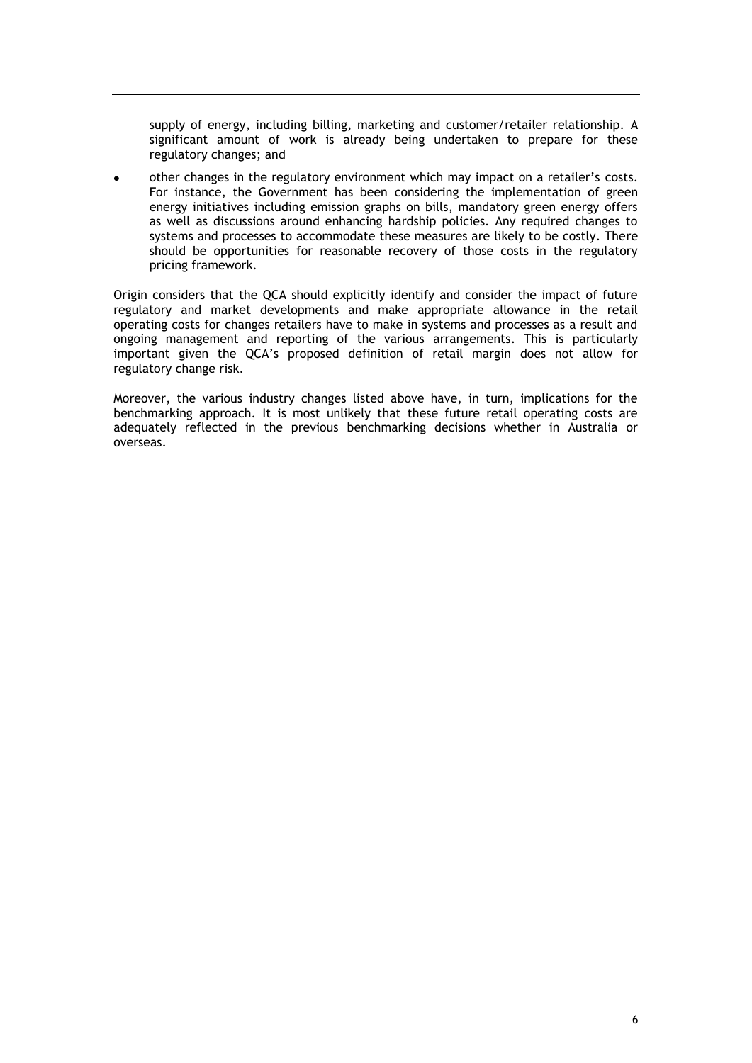supply of energy, including billing, marketing and customer/retailer relationship. A significant amount of work is already being undertaken to prepare for these regulatory changes; and

- other changes in the regulatory environment which may impact on a retailer's costs. For instance, the Government has been considering the implementation of green energy initiatives including emission graphs on bills, mandatory green energy offers as well as discussions around enhancing hardship policies. Any required changes to systems and processes to accommodate these measures are likely to be costly. There should be opportunities for reasonable recovery of those costs in the regulatory pricing framework.

Origin considers that the QCA should explicitly identify and consider the impact of future regulatory and market developments and make appropriate allowance in the retail operating costs for changes retailers have to make in systems and processes as a result and ongoing management and reporting of the various arrangements. This is particularly important given the QCA's proposed definition of retail margin does not allow for regulatory change risk.

Moreover, the various industry changes listed above have, in turn, implications for the benchmarking approach. It is most unlikely that these future retail operating costs are adequately reflected in the previous benchmarking decisions whether in Australia or overseas.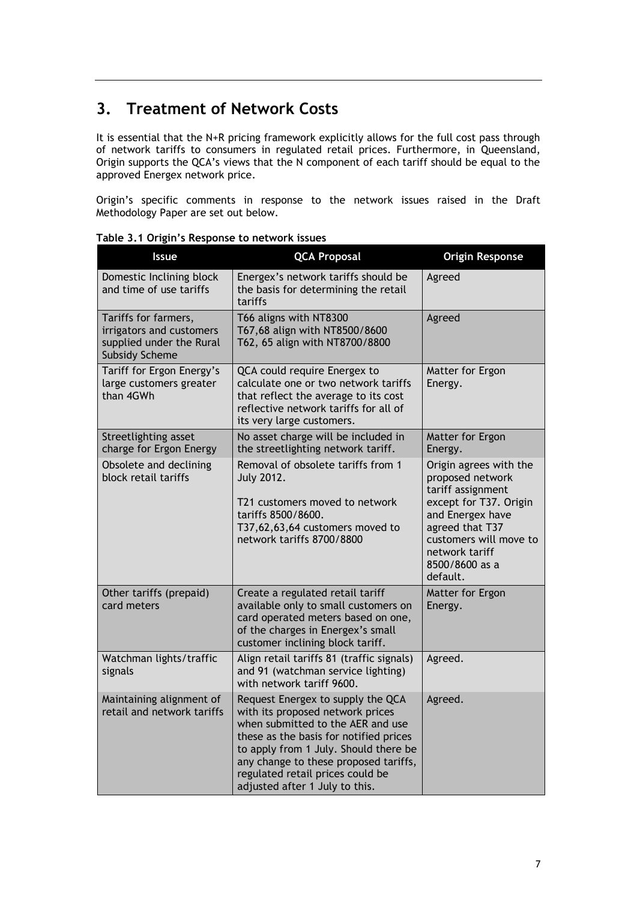## 3. Treatment of Network Costs

It is essential that the N+R pricing framework explicitly allows for the full cost pass through of network tariffs to consumers in regulated retail prices. Furthermore, in Queensland, Origin supports the QCA's views that the N component of each tariff should be equal to the approved Energex network price.

Origin's specific comments in response to the network issues raised in the Draft Methodology Paper are set out below.

**Table 3.1 Origin's Response to network issues**

| Issue | QCA Proposal | Origin Response |
|---|---|---|
| Domestic Inclining block and time of use tariffs | Energex's network tariffs should be the basis for determining the retail tariffs | Agreed |
| Tariffs for farmers, irrigators and customers supplied under the Rural Subsidy Scheme | T66 aligns with NT8300<br>T67,68 align with NT8500/8600<br>T62, 65 align with NT8700/8800 | Agreed |
| Tariff for Ergon Energy's large customers greater than 4GWh | QCA could require Energex to calculate one or two network tariffs that reflect the average to its cost reflective network tariffs for all of its very large customers. | Matter for Ergon Energy. |
| Streetlighting asset charge for Ergon Energy | No asset charge will be included in the streetlighting network tariff. | Matter for Ergon Energy. |
| Obsolete and declining block retail tariffs | Removal of obsolete tariffs from 1 July 2012.<br><br>T21 customers moved to network tariffs 8500/8600.<br>T37,62,63,64 customers moved to network tariffs 8700/8800 | Origin agrees with the proposed network tariff assignment except for T37. Origin and Energex have agreed that T37 customers will move to network tariff 8500/8600 as a default. |
| Other tariffs (prepaid) card meters | Create a regulated retail tariff available only to small customers on card operated meters based on one, of the charges in Energex's small customer inclining block tariff. | Matter for Ergon Energy. |
| Watchman lights/traffic signals | Align retail tariffs 81 (traffic signals) and 91 (watchman service lighting) with network tariff 9600. | Agreed. |
| Maintaining alignment of retail and network tariffs | Request Energex to supply the QCA with its proposed network prices when submitted to the AER and use these as the basis for notified prices to apply from 1 July. Should there be any change to these proposed tariffs, regulated retail prices could be adjusted after 1 July to this. | Agreed. |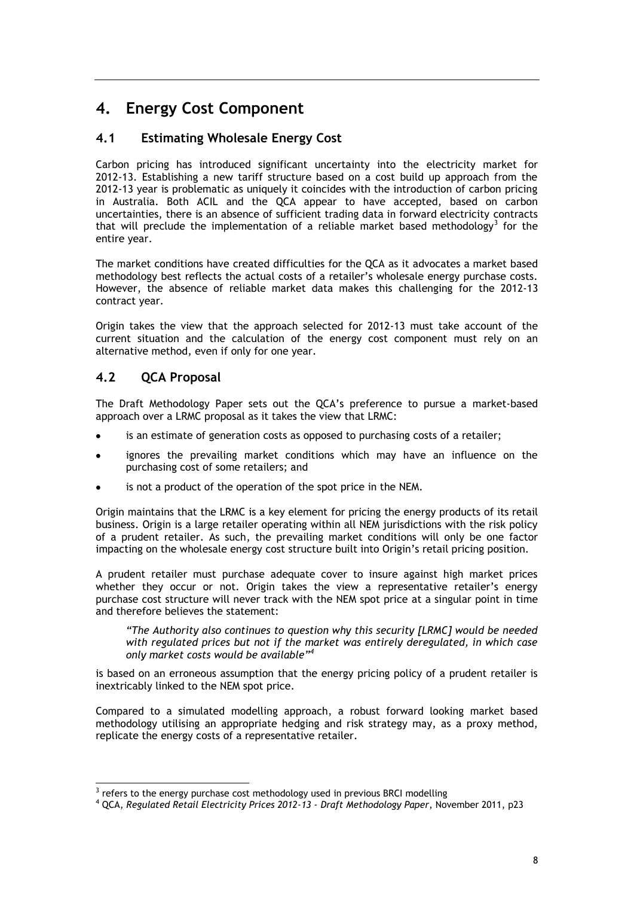# 4. Energy Cost Component

## 4.1 Estimating Wholesale Energy Cost

Carbon pricing has introduced significant uncertainty into the electricity market for 2012-13. Establishing a new tariff structure based on a cost build up approach from the 2012-13 year is problematic as uniquely it coincides with the introduction of carbon pricing in Australia. Both ACIL and the QCA appear to have accepted, based on carbon uncertainties, there is an absence of sufficient trading data in forward electricity contracts that will preclude the implementation of a reliable market based methodology[3] for the entire year.

The market conditions have created difficulties for the QCA as it advocates a market based methodology best reflects the actual costs of a retailer's wholesale energy purchase costs. However, the absence of reliable market data makes this challenging for the 2012-13 contract year.

Origin takes the view that the approach selected for 2012-13 must take account of the current situation and the calculation of the energy cost component must rely on an alternative method, even if only for one year.

## 4.2 QCA Proposal

The Draft Methodology Paper sets out the QCA's preference to pursue a market-based approach over a LRMC proposal as it takes the view that LRMC:

- is an estimate of generation costs as opposed to purchasing costs of a retailer;
- ignores the prevailing market conditions which may have an influence on the purchasing cost of some retailers; and
- is not a product of the operation of the spot price in the NEM.

Origin maintains that the LRMC is a key element for pricing the energy products of its retail business. Origin is a large retailer operating within all NEM jurisdictions with the risk policy of a prudent retailer. As such, the prevailing market conditions will only be one factor impacting on the wholesale energy cost structure built into Origin's retail pricing position.

A prudent retailer must purchase adequate cover to insure against high market prices whether they occur or not. Origin takes the view a representative retailer's energy purchase cost structure will never track with the NEM spot price at a singular point in time and therefore believes the statement:

> *"The Authority also continues to question why this security [LRMC] would be needed with regulated prices but not if the market was entirely deregulated, in which case only market costs would be available"*[4]

is based on an erroneous assumption that the energy pricing policy of a prudent retailer is inextricably linked to the NEM spot price.

Compared to a simulated modelling approach, a robust forward looking market based methodology utilising an appropriate hedging and risk strategy may, as a proxy method, replicate the energy costs of a representative retailer.

---

[3] refers to the energy purchase cost methodology used in previous BRCI modelling

[4] QCA, *Regulated Retail Electricity Prices 2012-13 - Draft Methodology Paper*, November 2011, p23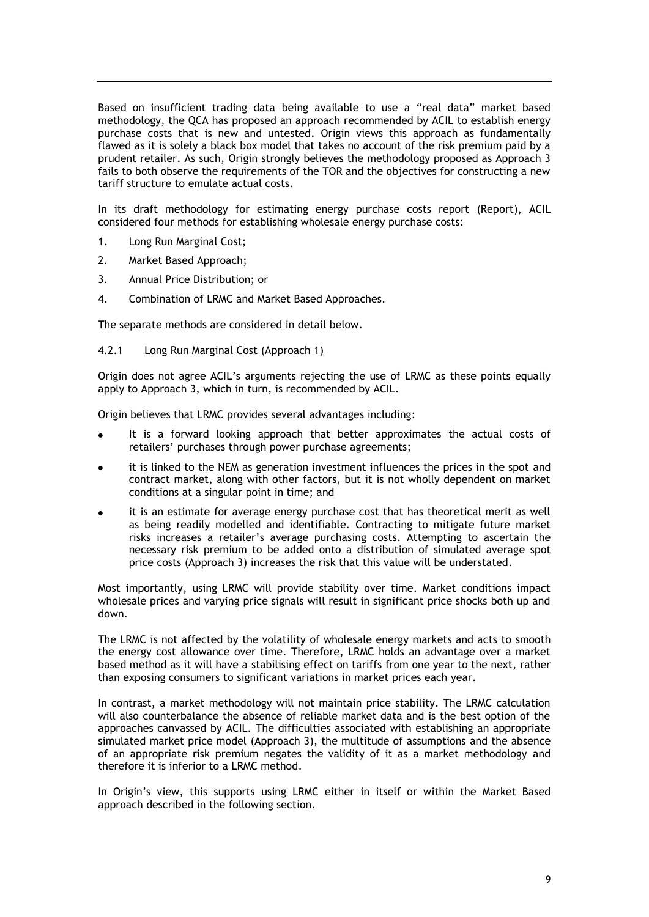Based on insufficient trading data being available to use a "real data" market based methodology, the QCA has proposed an approach recommended by ACIL to establish energy purchase costs that is new and untested. Origin views this approach as fundamentally flawed as it is solely a black box model that takes no account of the risk premium paid by a prudent retailer. As such, Origin strongly believes the methodology proposed as Approach 3 fails to both observe the requirements of the TOR and the objectives for constructing a new tariff structure to emulate actual costs.

In its draft methodology for estimating energy purchase costs report (Report), ACIL considered four methods for establishing wholesale energy purchase costs:

1. Long Run Marginal Cost;
2. Market Based Approach;
3. Annual Price Distribution; or
4. Combination of LRMC and Market Based Approaches.

The separate methods are considered in detail below.

#### 4.2.1 Long Run Marginal Cost (Approach 1)

Origin does not agree ACIL's arguments rejecting the use of LRMC as these points equally apply to Approach 3, which in turn, is recommended by ACIL.

Origin believes that LRMC provides several advantages including:

- It is a forward looking approach that better approximates the actual costs of retailers' purchases through power purchase agreements;
- it is linked to the NEM as generation investment influences the prices in the spot and contract market, along with other factors, but it is not wholly dependent on market conditions at a singular point in time; and
- it is an estimate for average energy purchase cost that has theoretical merit as well as being readily modelled and identifiable. Contracting to mitigate future market risks increases a retailer's average purchasing costs. Attempting to ascertain the necessary risk premium to be added onto a distribution of simulated average spot price costs (Approach 3) increases the risk that this value will be understated.

Most importantly, using LRMC will provide stability over time. Market conditions impact wholesale prices and varying price signals will result in significant price shocks both up and down.

The LRMC is not affected by the volatility of wholesale energy markets and acts to smooth the energy cost allowance over time. Therefore, LRMC holds an advantage over a market based method as it will have a stabilising effect on tariffs from one year to the next, rather than exposing consumers to significant variations in market prices each year.

In contrast, a market methodology will not maintain price stability. The LRMC calculation will also counterbalance the absence of reliable market data and is the best option of the approaches canvassed by ACIL. The difficulties associated with establishing an appropriate simulated market price model (Approach 3), the multitude of assumptions and the absence of an appropriate risk premium negates the validity of it as a market methodology and therefore it is inferior to a LRMC method.

In Origin's view, this supports using LRMC either in itself or within the Market Based approach described in the following section.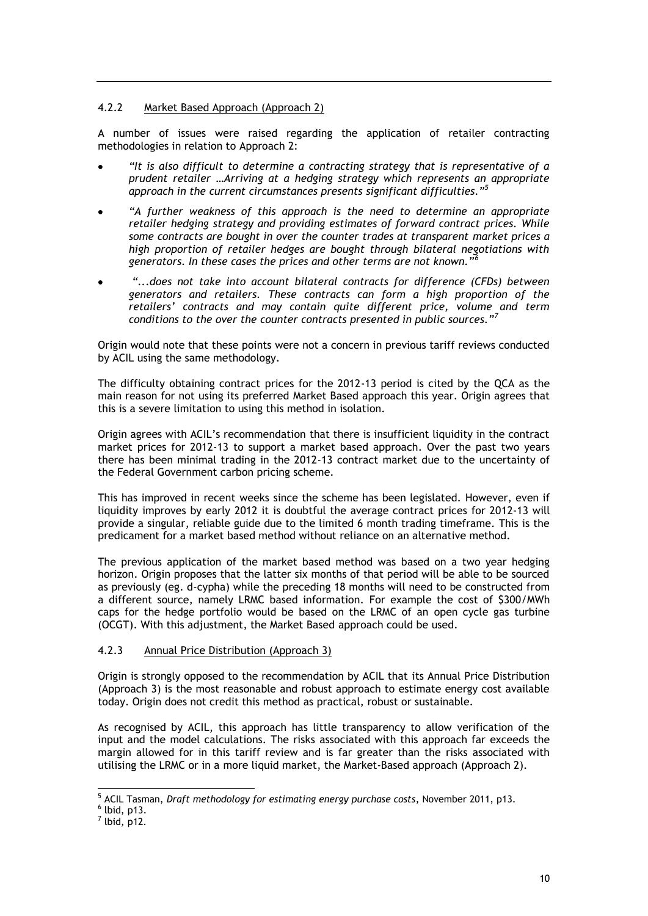### 4.2.2 Market Based Approach (Approach 2)

A number of issues were raised regarding the application of retailer contracting methodologies in relation to Approach 2:

- *"It is also difficult to determine a contracting strategy that is representative of a prudent retailer …Arriving at a hedging strategy which represents an appropriate approach in the current circumstances presents significant difficulties."*[5]
- *"A further weakness of this approach is the need to determine an appropriate retailer hedging strategy and providing estimates of forward contract prices. While some contracts are bought in over the counter trades at transparent market prices a high proportion of retailer hedges are bought through bilateral negotiations with generators. In these cases the prices and other terms are not known."*[6]
- *"...does not take into account bilateral contracts for difference (CFDs) between generators and retailers. These contracts can form a high proportion of the retailers' contracts and may contain quite different price, volume and term conditions to the over the counter contracts presented in public sources."*[7]

Origin would note that these points were not a concern in previous tariff reviews conducted by ACIL using the same methodology.

The difficulty obtaining contract prices for the 2012-13 period is cited by the QCA as the main reason for not using its preferred Market Based approach this year. Origin agrees that this is a severe limitation to using this method in isolation.

Origin agrees with ACIL's recommendation that there is insufficient liquidity in the contract market prices for 2012-13 to support a market based approach. Over the past two years there has been minimal trading in the 2012-13 contract market due to the uncertainty of the Federal Government carbon pricing scheme.

This has improved in recent weeks since the scheme has been legislated. However, even if liquidity improves by early 2012 it is doubtful the average contract prices for 2012-13 will provide a singular, reliable guide due to the limited 6 month trading timeframe. This is the predicament for a market based method without reliance on an alternative method.

The previous application of the market based method was based on a two year hedging horizon. Origin proposes that the latter six months of that period will be able to be sourced as previously (eg. d-cypha) while the preceding 18 months will need to be constructed from a different source, namely LRMC based information. For example the cost of $300/MWh caps for the hedge portfolio would be based on the LRMC of an open cycle gas turbine (OCGT). With this adjustment, the Market Based approach could be used.

### 4.2.3 Annual Price Distribution (Approach 3)

Origin is strongly opposed to the recommendation by ACIL that its Annual Price Distribution (Approach 3) is the most reasonable and robust approach to estimate energy cost available today. Origin does not credit this method as practical, robust or sustainable.

As recognised by ACIL, this approach has little transparency to allow verification of the input and the model calculations. The risks associated with this approach far exceeds the margin allowed for in this tariff review and is far greater than the risks associated with utilising the LRMC or in a more liquid market, the Market-Based approach (Approach 2).

---

[5] ACIL Tasman, *Draft methodology for estimating energy purchase costs*, November 2011, p13.

[6] Ibid, p13.

[7] Ibid, p12.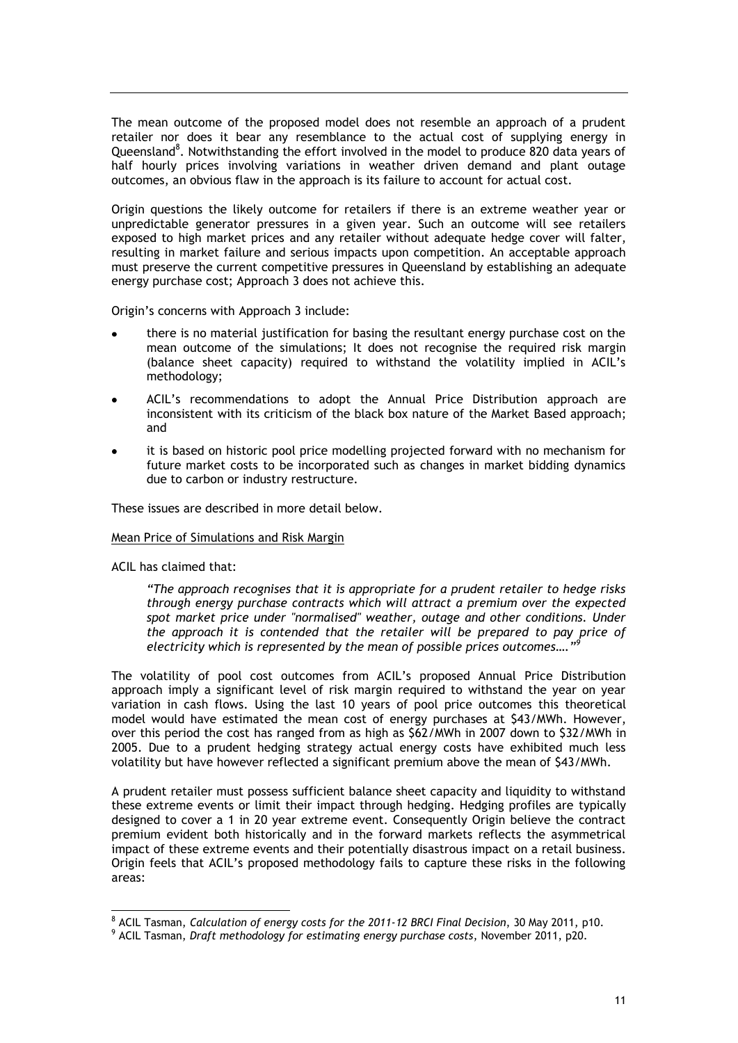The mean outcome of the proposed model does not resemble an approach of a prudent retailer nor does it bear any resemblance to the actual cost of supplying energy in Queensland[8]. Notwithstanding the effort involved in the model to produce 820 data years of half hourly prices involving variations in weather driven demand and plant outage outcomes, an obvious flaw in the approach is its failure to account for actual cost.

Origin questions the likely outcome for retailers if there is an extreme weather year or unpredictable generator pressures in a given year. Such an outcome will see retailers exposed to high market prices and any retailer without adequate hedge cover will falter, resulting in market failure and serious impacts upon competition. An acceptable approach must preserve the current competitive pressures in Queensland by establishing an adequate energy purchase cost; Approach 3 does not achieve this.

Origin's concerns with Approach 3 include:

- there is no material justification for basing the resultant energy purchase cost on the mean outcome of the simulations; It does not recognise the required risk margin (balance sheet capacity) required to withstand the volatility implied in ACIL's methodology;
- ACIL's recommendations to adopt the Annual Price Distribution approach are inconsistent with its criticism of the black box nature of the Market Based approach; and
- it is based on historic pool price modelling projected forward with no mechanism for future market costs to be incorporated such as changes in market bidding dynamics due to carbon or industry restructure.

These issues are described in more detail below.

Mean Price of Simulations and Risk Margin

ACIL has claimed that:

> *"The approach recognises that it is appropriate for a prudent retailer to hedge risks through energy purchase contracts which will attract a premium over the expected spot market price under "normalised" weather, outage and other conditions. Under the approach it is contended that the retailer will be prepared to pay price of electricity which is represented by the mean of possible prices outcomes…."*[9]

The volatility of pool cost outcomes from ACIL's proposed Annual Price Distribution approach imply a significant level of risk margin required to withstand the year on year variation in cash flows. Using the last 10 years of pool price outcomes this theoretical model would have estimated the mean cost of energy purchases at $43/MWh. However, over this period the cost has ranged from as high as $62/MWh in 2007 down to $32/MWh in 2005. Due to a prudent hedging strategy actual energy costs have exhibited much less volatility but have however reflected a significant premium above the mean of $43/MWh.

A prudent retailer must possess sufficient balance sheet capacity and liquidity to withstand these extreme events or limit their impact through hedging. Hedging profiles are typically designed to cover a 1 in 20 year extreme event. Consequently Origin believe the contract premium evident both historically and in the forward markets reflects the asymmetrical impact of these extreme events and their potentially disastrous impact on a retail business. Origin feels that ACIL's proposed methodology fails to capture these risks in the following areas:

---

[8] ACIL Tasman, *Calculation of energy costs for the 2011-12 BRCI Final Decision*, 30 May 2011, p10.

[9] ACIL Tasman, *Draft methodology for estimating energy purchase costs*, November 2011, p20.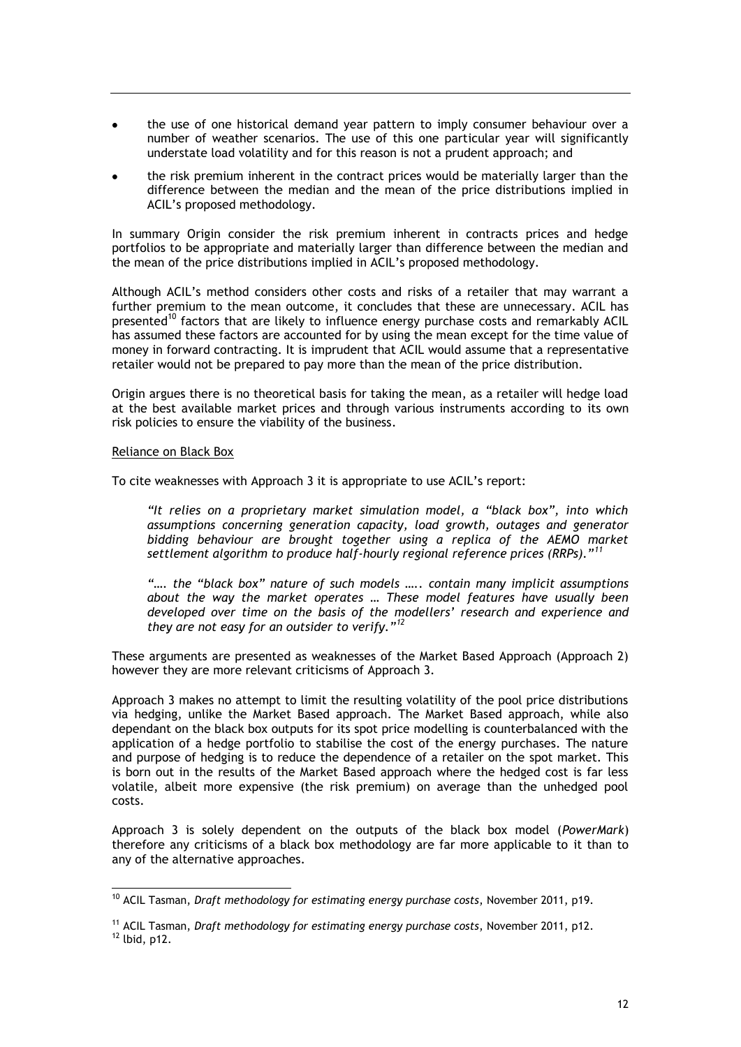- the use of one historical demand year pattern to imply consumer behaviour over a number of weather scenarios. The use of this one particular year will significantly understate load volatility and for this reason is not a prudent approach; and
- the risk premium inherent in the contract prices would be materially larger than the difference between the median and the mean of the price distributions implied in ACIL's proposed methodology.

In summary Origin consider the risk premium inherent in contracts prices and hedge portfolios to be appropriate and materially larger than difference between the median and the mean of the price distributions implied in ACIL's proposed methodology.

Although ACIL's method considers other costs and risks of a retailer that may warrant a further premium to the mean outcome, it concludes that these are unnecessary. ACIL has presented[10] factors that are likely to influence energy purchase costs and remarkably ACIL has assumed these factors are accounted for by using the mean except for the time value of money in forward contracting. It is imprudent that ACIL would assume that a representative retailer would not be prepared to pay more than the mean of the price distribution.

Origin argues there is no theoretical basis for taking the mean, as a retailer will hedge load at the best available market prices and through various instruments according to its own risk policies to ensure the viability of the business.

Reliance on Black Box

To cite weaknesses with Approach 3 it is appropriate to use ACIL's report:

> *"It relies on a proprietary market simulation model, a "black box", into which assumptions concerning generation capacity, load growth, outages and generator bidding behaviour are brought together using a replica of the AEMO market settlement algorithm to produce half-hourly regional reference prices (RRPs)."*[11]
>
> *"…. the "black box" nature of such models ….. contain many implicit assumptions about the way the market operates … These model features have usually been developed over time on the basis of the modellers' research and experience and they are not easy for an outsider to verify."*[12]

These arguments are presented as weaknesses of the Market Based Approach (Approach 2) however they are more relevant criticisms of Approach 3.

Approach 3 makes no attempt to limit the resulting volatility of the pool price distributions via hedging, unlike the Market Based approach. The Market Based approach, while also dependant on the black box outputs for its spot price modelling is counterbalanced with the application of a hedge portfolio to stabilise the cost of the energy purchases. The nature and purpose of hedging is to reduce the dependence of a retailer on the spot market. This is born out in the results of the Market Based approach where the hedged cost is far less volatile, albeit more expensive (the risk premium) on average than the unhedged pool costs.

Approach 3 is solely dependent on the outputs of the black box model (*PowerMark*) therefore any criticisms of a black box methodology are far more applicable to it than to any of the alternative approaches.

[10] ACIL Tasman, *Draft methodology for estimating energy purchase costs*, November 2011, p19.

[11] ACIL Tasman, *Draft methodology for estimating energy purchase costs*, November 2011, p12.
[12] Ibid, p12.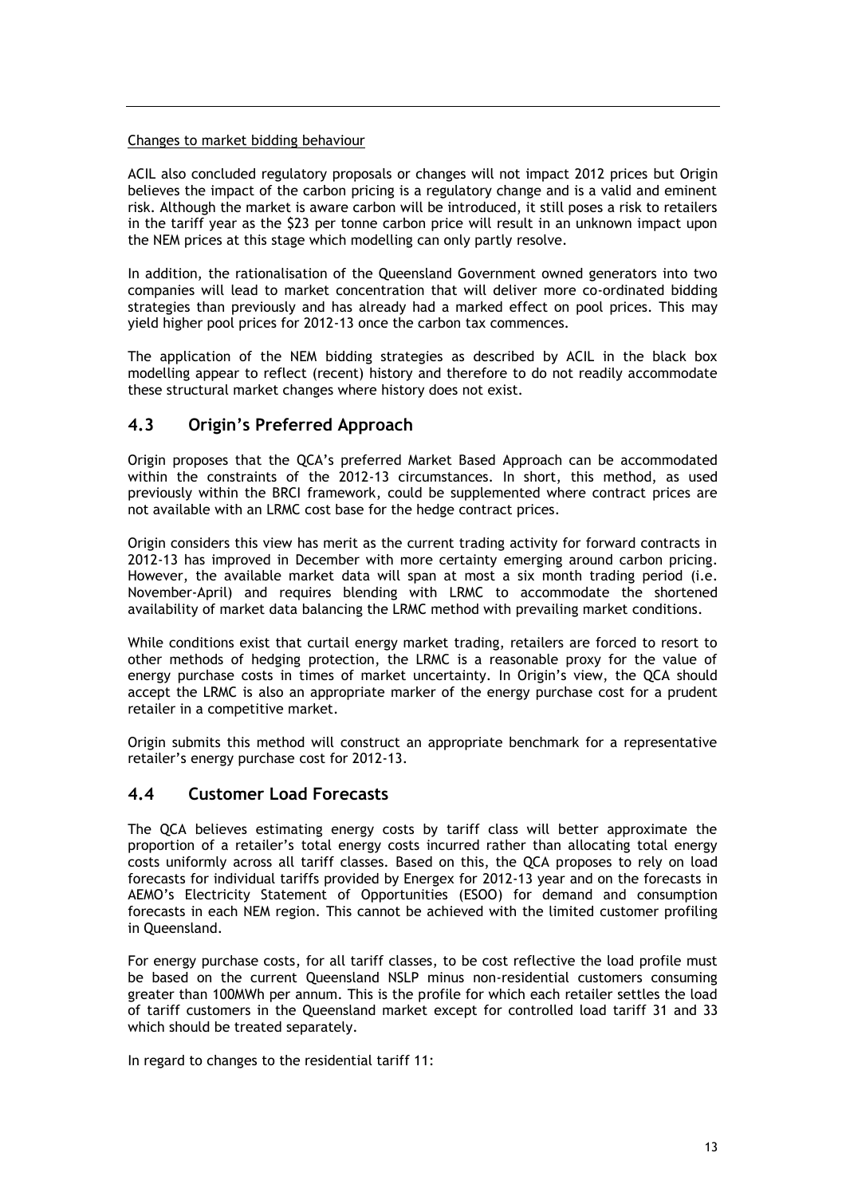Changes to market bidding behaviour

ACIL also concluded regulatory proposals or changes will not impact 2012 prices but Origin believes the impact of the carbon pricing is a regulatory change and is a valid and eminent risk. Although the market is aware carbon will be introduced, it still poses a risk to retailers in the tariff year as the $23 per tonne carbon price will result in an unknown impact upon the NEM prices at this stage which modelling can only partly resolve.

In addition, the rationalisation of the Queensland Government owned generators into two companies will lead to market concentration that will deliver more co-ordinated bidding strategies than previously and has already had a marked effect on pool prices. This may yield higher pool prices for 2012-13 once the carbon tax commences.

The application of the NEM bidding strategies as described by ACIL in the black box modelling appear to reflect (recent) history and therefore to do not readily accommodate these structural market changes where history does not exist.

## 4.3 Origin's Preferred Approach

Origin proposes that the QCA's preferred Market Based Approach can be accommodated within the constraints of the 2012-13 circumstances. In short, this method, as used previously within the BRCI framework, could be supplemented where contract prices are not available with an LRMC cost base for the hedge contract prices.

Origin considers this view has merit as the current trading activity for forward contracts in 2012-13 has improved in December with more certainty emerging around carbon pricing. However, the available market data will span at most a six month trading period (i.e. November-April) and requires blending with LRMC to accommodate the shortened availability of market data balancing the LRMC method with prevailing market conditions.

While conditions exist that curtail energy market trading, retailers are forced to resort to other methods of hedging protection, the LRMC is a reasonable proxy for the value of energy purchase costs in times of market uncertainty. In Origin's view, the QCA should accept the LRMC is also an appropriate marker of the energy purchase cost for a prudent retailer in a competitive market.

Origin submits this method will construct an appropriate benchmark for a representative retailer's energy purchase cost for 2012-13.

## 4.4 Customer Load Forecasts

The QCA believes estimating energy costs by tariff class will better approximate the proportion of a retailer's total energy costs incurred rather than allocating total energy costs uniformly across all tariff classes. Based on this, the QCA proposes to rely on load forecasts for individual tariffs provided by Energex for 2012-13 year and on the forecasts in AEMO's Electricity Statement of Opportunities (ESOO) for demand and consumption forecasts in each NEM region. This cannot be achieved with the limited customer profiling in Queensland.

For energy purchase costs, for all tariff classes, to be cost reflective the load profile must be based on the current Queensland NSLP minus non-residential customers consuming greater than 100MWh per annum. This is the profile for which each retailer settles the load of tariff customers in the Queensland market except for controlled load tariff 31 and 33 which should be treated separately.

In regard to changes to the residential tariff 11: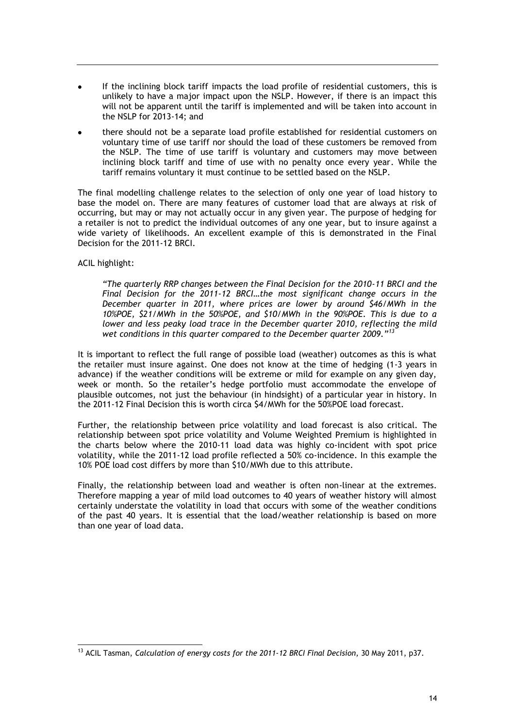- If the inclining block tariff impacts the load profile of residential customers, this is unlikely to have a major impact upon the NSLP. However, if there is an impact this will not be apparent until the tariff is implemented and will be taken into account in the NSLP for 2013-14; and
- there should not be a separate load profile established for residential customers on voluntary time of use tariff nor should the load of these customers be removed from the NSLP. The time of use tariff is voluntary and customers may move between inclining block tariff and time of use with no penalty once every year. While the tariff remains voluntary it must continue to be settled based on the NSLP.

The final modelling challenge relates to the selection of only one year of load history to base the model on. There are many features of customer load that are always at risk of occurring, but may or may not actually occur in any given year. The purpose of hedging for a retailer is not to predict the individual outcomes of any one year, but to insure against a wide variety of likelihoods. An excellent example of this is demonstrated in the Final Decision for the 2011-12 BRCI.

ACIL highlight:

> *"The quarterly RRP changes between the Final Decision for the 2010-11 BRCI and the Final Decision for the 2011-12 BRCI…the most significant change occurs in the December quarter in 2011, where prices are lower by around $46/MWh in the 10%POE, $21/MWh in the 50%POE, and $10/MWh in the 90%POE. This is due to a lower and less peaky load trace in the December quarter 2010, reflecting the mild wet conditions in this quarter compared to the December quarter 2009."*[13]

It is important to reflect the full range of possible load (weather) outcomes as this is what the retailer must insure against. One does not know at the time of hedging (1-3 years in advance) if the weather conditions will be extreme or mild for example on any given day, week or month. So the retailer's hedge portfolio must accommodate the envelope of plausible outcomes, not just the behaviour (in hindsight) of a particular year in history. In the 2011-12 Final Decision this is worth circa $4/MWh for the 50%POE load forecast.

Further, the relationship between price volatility and load forecast is also critical. The relationship between spot price volatility and Volume Weighted Premium is highlighted in the charts below where the 2010-11 load data was highly co-incident with spot price volatility, while the 2011-12 load profile reflected a 50% co-incidence. In this example the 10% POE load cost differs by more than $10/MWh due to this attribute.

Finally, the relationship between load and weather is often non-linear at the extremes. Therefore mapping a year of mild load outcomes to 40 years of weather history will almost certainly understate the volatility in load that occurs with some of the weather conditions of the past 40 years. It is essential that the load/weather relationship is based on more than one year of load data.

---

[13] ACIL Tasman, *Calculation of energy costs for the 2011-12 BRCI Final Decision*, 30 May 2011, p37.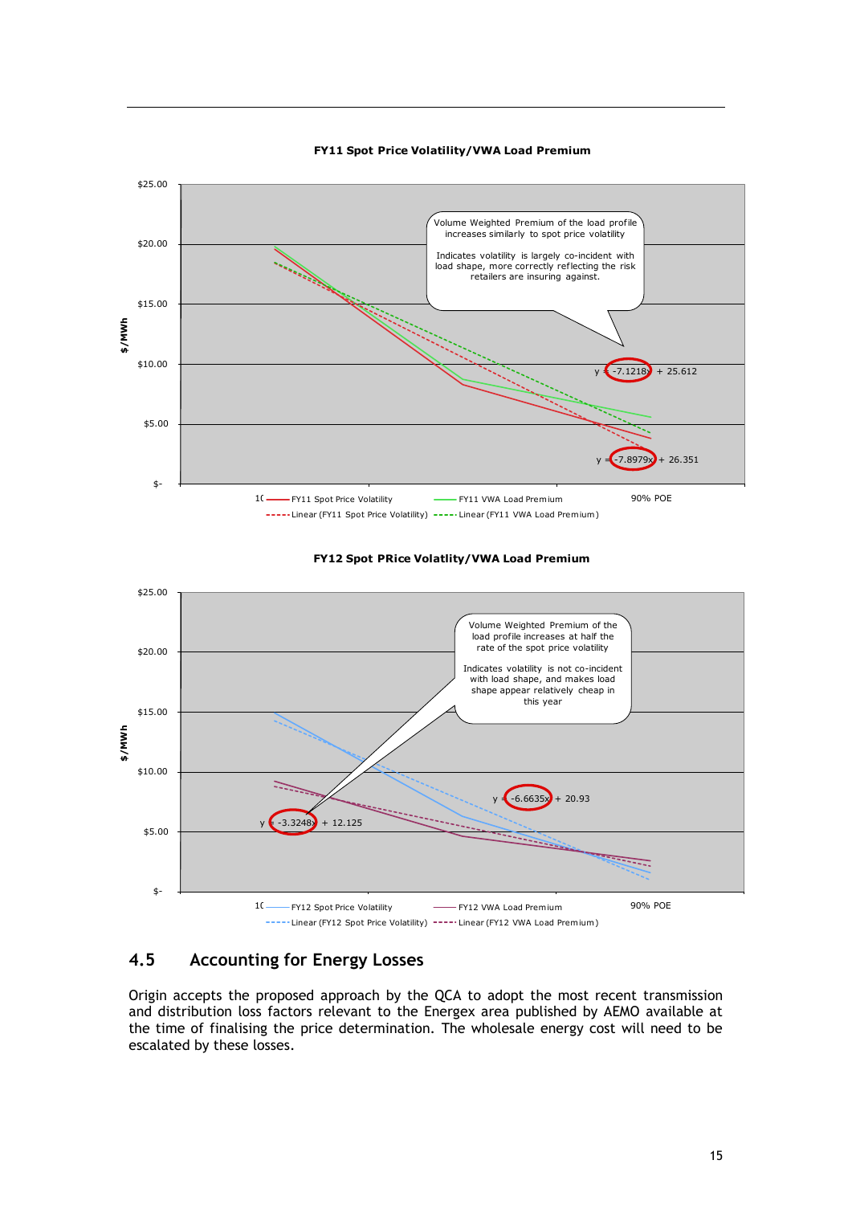**FY11 Spot Price Volatility/VWA Load Premium**

$/MWh

$25.00
$20.00
$15.00
$10.00
$5.00
$-

Volume Weighted Premium of the load profile increases similarly to spot price volatility

Indicates volatility is largely co-incident with load shape, more correctly reflecting the risk retailers are insuring against.

y = -7.1218x + 25.612

y = -7.8979x + 26.351

10 — FY11 Spot Price Volatility — FY11 VWA Load Premium 90% POE
- - - Linear (FY11 Spot Price Volatility) - - - Linear (FY11 VWA Load Premium)

**FY12 Spot PRice Volatlity/VWA Load Premium**

$/MWh

$25.00
$20.00
$15.00
$10.00
$5.00
$-

Volume Weighted Premium of the load profile increases at half the rate of the spot price volatility

Indicates volatility is not co-incident with load shape, and makes load shape appear relatively cheap in this year

y = -6.6635x + 20.93

y = -3.3248x + 12.125

10 — FY12 Spot Price Volatility — FY12 VWA Load Premium 90% POE
- - - Linear (FY12 Spot Price Volatility) - - - Linear (FY12 VWA Load Premium)

## 4.5 Accounting for Energy Losses

Origin accepts the proposed approach by the QCA to adopt the most recent transmission and distribution loss factors relevant to the Energex area published by AEMO available at the time of finalising the price determination. The wholesale energy cost will need to be escalated by these losses.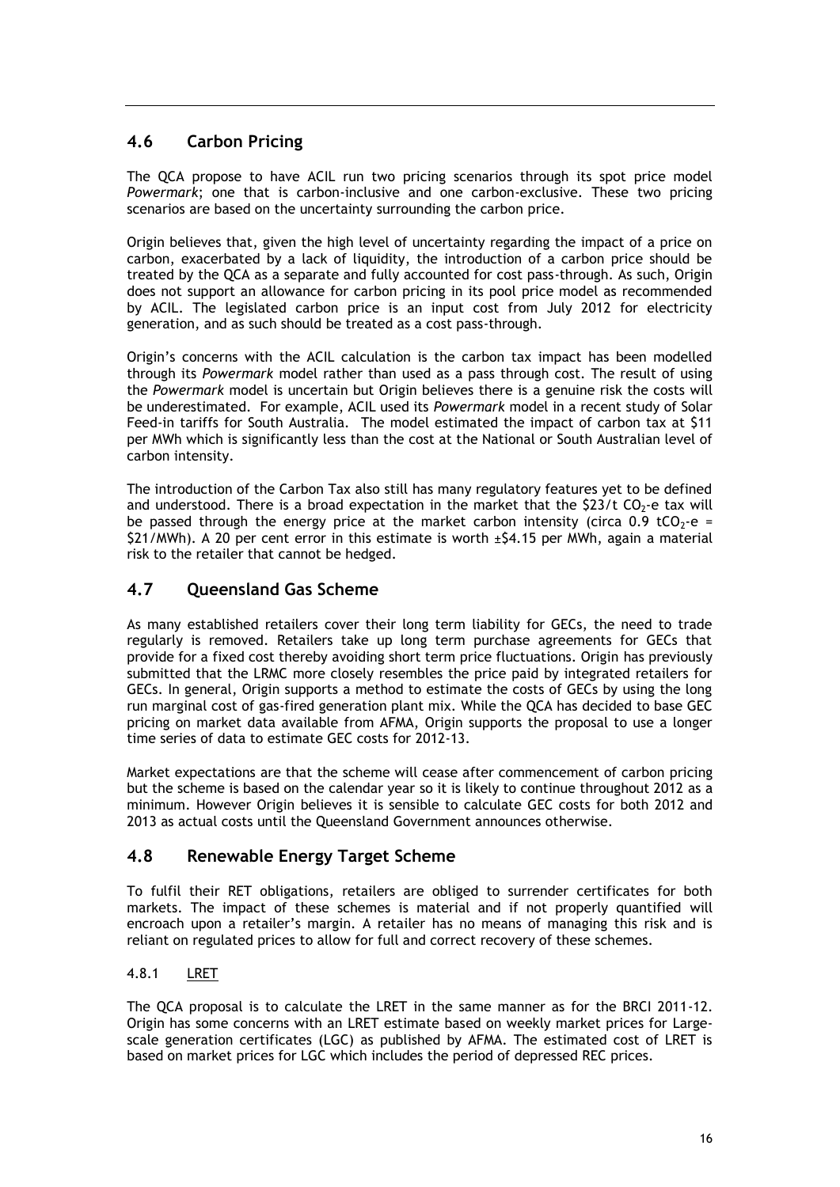## 4.6 Carbon Pricing

The QCA propose to have ACIL run two pricing scenarios through its spot price model *Powermark*; one that is carbon-inclusive and one carbon-exclusive. These two pricing scenarios are based on the uncertainty surrounding the carbon price.

Origin believes that, given the high level of uncertainty regarding the impact of a price on carbon, exacerbated by a lack of liquidity, the introduction of a carbon price should be treated by the QCA as a separate and fully accounted for cost pass-through. As such, Origin does not support an allowance for carbon pricing in its pool price model as recommended by ACIL. The legislated carbon price is an input cost from July 2012 for electricity generation, and as such should be treated as a cost pass-through.

Origin's concerns with the ACIL calculation is the carbon tax impact has been modelled through its *Powermark* model rather than used as a pass through cost. The result of using the *Powermark* model is uncertain but Origin believes there is a genuine risk the costs will be underestimated. For example, ACIL used its *Powermark* model in a recent study of Solar Feed-in tariffs for South Australia. The model estimated the impact of carbon tax at $11 per MWh which is significantly less than the cost at the National or South Australian level of carbon intensity.

The introduction of the Carbon Tax also still has many regulatory features yet to be defined and understood. There is a broad expectation in the market that the $23/t $CO_2$-e tax will be passed through the energy price at the market carbon intensity (circa 0.9 $tCO_2$-e = $21/MWh). A 20 per cent error in this estimate is worth ±$4.15 per MWh, again a material risk to the retailer that cannot be hedged.

## 4.7 Queensland Gas Scheme

As many established retailers cover their long term liability for GECs, the need to trade regularly is removed. Retailers take up long term purchase agreements for GECs that provide for a fixed cost thereby avoiding short term price fluctuations. Origin has previously submitted that the LRMC more closely resembles the price paid by integrated retailers for GECs. In general, Origin supports a method to estimate the costs of GECs by using the long run marginal cost of gas-fired generation plant mix. While the QCA has decided to base GEC pricing on market data available from AFMA, Origin supports the proposal to use a longer time series of data to estimate GEC costs for 2012-13.

Market expectations are that the scheme will cease after commencement of carbon pricing but the scheme is based on the calendar year so it is likely to continue throughout 2012 as a minimum. However Origin believes it is sensible to calculate GEC costs for both 2012 and 2013 as actual costs until the Queensland Government announces otherwise.

## 4.8 Renewable Energy Target Scheme

To fulfil their RET obligations, retailers are obliged to surrender certificates for both markets. The impact of these schemes is material and if not properly quantified will encroach upon a retailer's margin. A retailer has no means of managing this risk and is reliant on regulated prices to allow for full and correct recovery of these schemes.

### 4.8.1 LRET

The QCA proposal is to calculate the LRET in the same manner as for the BRCI 2011-12. Origin has some concerns with an LRET estimate based on weekly market prices for Large-scale generation certificates (LGC) as published by AFMA. The estimated cost of LRET is based on market prices for LGC which includes the period of depressed REC prices.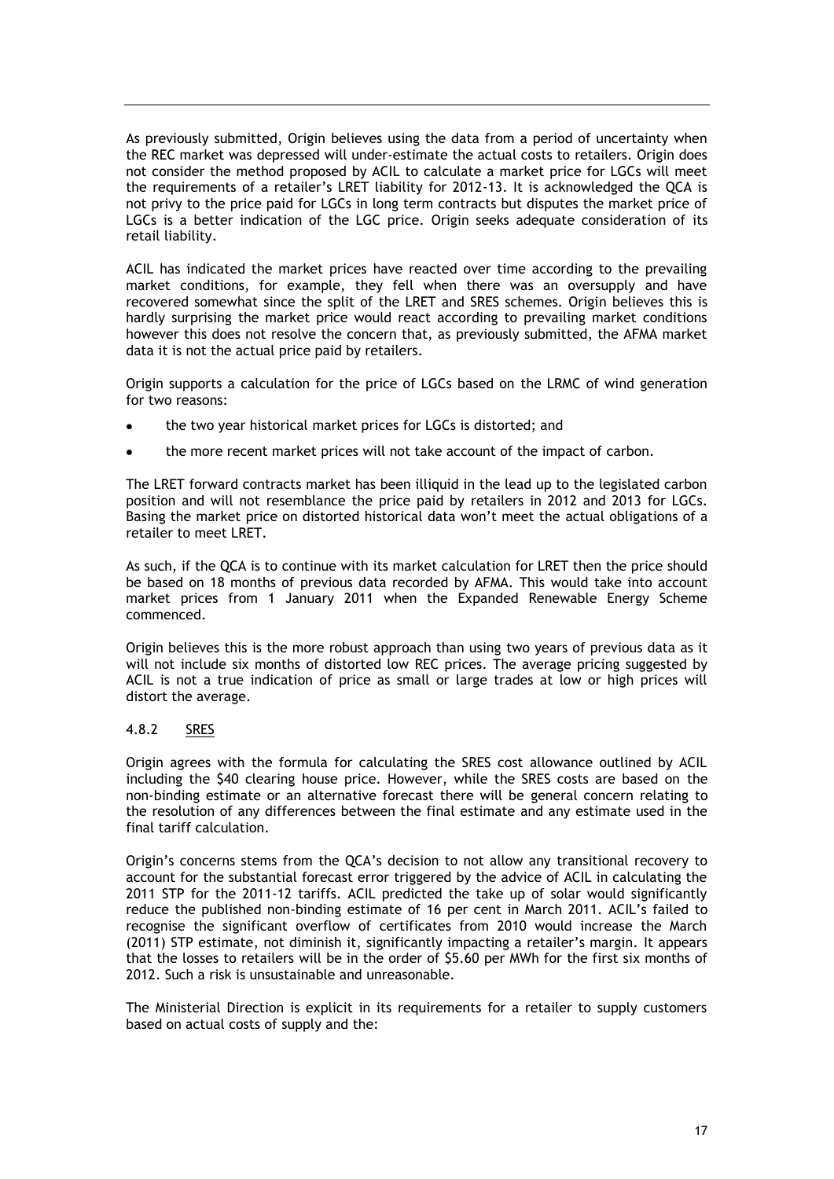As previously submitted, Origin believes using the data from a period of uncertainty when the REC market was depressed will under-estimate the actual costs to retailers. Origin does not consider the method proposed by ACIL to calculate a market price for LGCs will meet the requirements of a retailer's LRET liability for 2012-13. It is acknowledged the QCA is not privy to the price paid for LGCs in long term contracts but disputes the market price of LGCs is a better indication of the LGC price. Origin seeks adequate consideration of its retail liability.

ACIL has indicated the market prices have reacted over time according to the prevailing market conditions, for example, they fell when there was an oversupply and have recovered somewhat since the split of the LRET and SRES schemes. Origin believes this is hardly surprising the market price would react according to prevailing market conditions however this does not resolve the concern that, as previously submitted, the AFMA market data it is not the actual price paid by retailers.

Origin supports a calculation for the price of LGCs based on the LRMC of wind generation for two reasons:

- the two year historical market prices for LGCs is distorted; and
- the more recent market prices will not take account of the impact of carbon.

The LRET forward contracts market has been illiquid in the lead up to the legislated carbon position and will not resemblance the price paid by retailers in 2012 and 2013 for LGCs. Basing the market price on distorted historical data won't meet the actual obligations of a retailer to meet LRET.

As such, if the QCA is to continue with its market calculation for LRET then the price should be based on 18 months of previous data recorded by AFMA. This would take into account market prices from 1 January 2011 when the Expanded Renewable Energy Scheme commenced.

Origin believes this is the more robust approach than using two years of previous data as it will not include six months of distorted low REC prices. The average pricing suggested by ACIL is not a true indication of price as small or large trades at low or high prices will distort the average.

### 4.8.2 <u>SRES</u>

Origin agrees with the formula for calculating the SRES cost allowance outlined by ACIL including the $40 clearing house price. However, while the SRES costs are based on the non-binding estimate or an alternative forecast there will be general concern relating to the resolution of any differences between the final estimate and any estimate used in the final tariff calculation.

Origin's concerns stems from the QCA's decision to not allow any transitional recovery to account for the substantial forecast error triggered by the advice of ACIL in calculating the 2011 STP for the 2011-12 tariffs. ACIL predicted the take up of solar would significantly reduce the published non-binding estimate of 16 per cent in March 2011. ACIL's failed to recognise the significant overflow of certificates from 2010 would increase the March (2011) STP estimate, not diminish it, significantly impacting a retailer's margin. It appears that the losses to retailers will be in the order of $5.60 per MWh for the first six months of 2012. Such a risk is unsustainable and unreasonable.

The Ministerial Direction is explicit in its requirements for a retailer to supply customers based on actual costs of supply and the: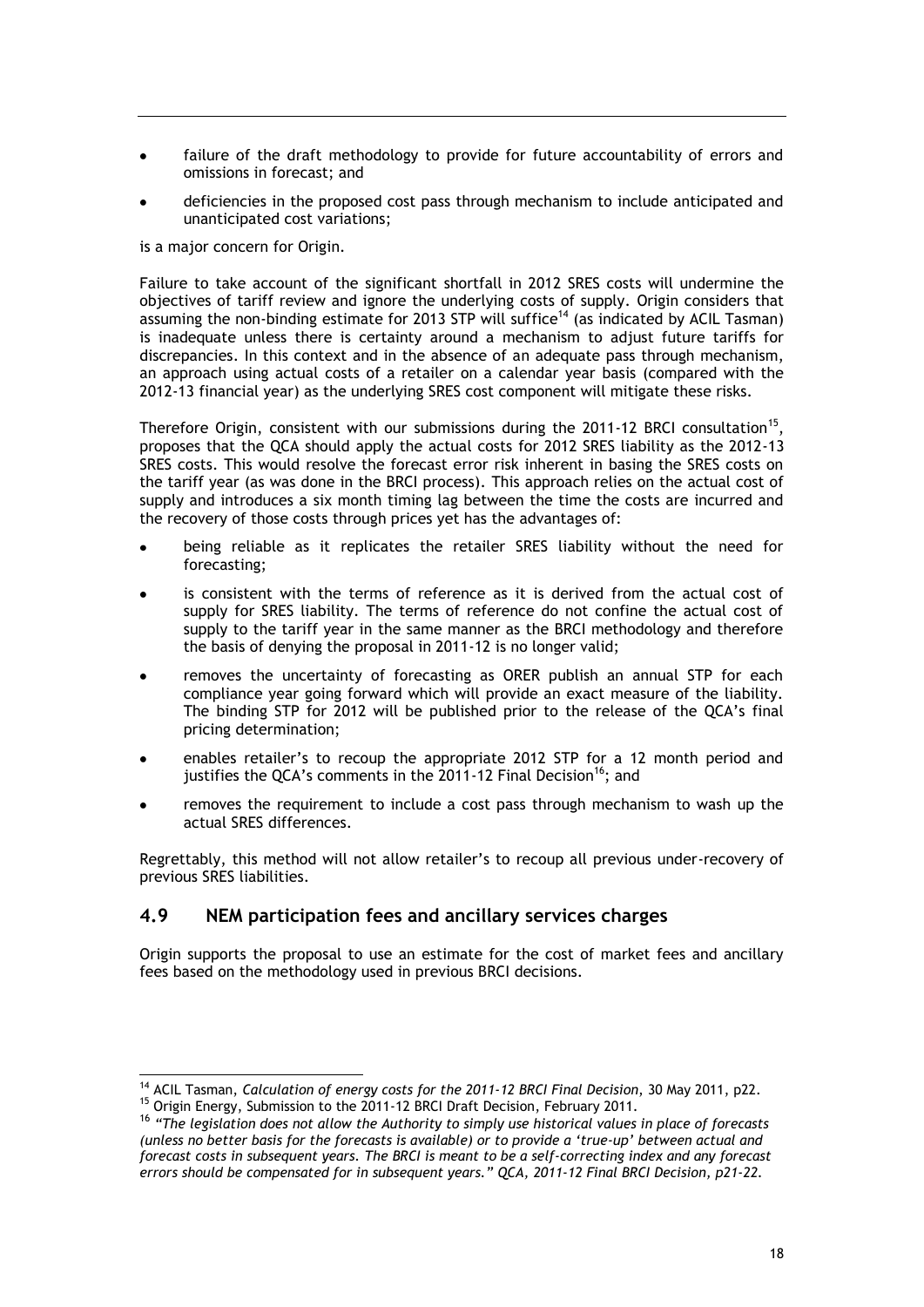- failure of the draft methodology to provide for future accountability of errors and omissions in forecast; and
- deficiencies in the proposed cost pass through mechanism to include anticipated and unanticipated cost variations;

is a major concern for Origin.

Failure to take account of the significant shortfall in 2012 SRES costs will undermine the objectives of tariff review and ignore the underlying costs of supply. Origin considers that assuming the non-binding estimate for 2013 STP will suffice[14] (as indicated by ACIL Tasman) is inadequate unless there is certainty around a mechanism to adjust future tariffs for discrepancies. In this context and in the absence of an adequate pass through mechanism, an approach using actual costs of a retailer on a calendar year basis (compared with the 2012-13 financial year) as the underlying SRES cost component will mitigate these risks.

Therefore Origin, consistent with our submissions during the 2011-12 BRCI consultation[15], proposes that the QCA should apply the actual costs for 2012 SRES liability as the 2012-13 SRES costs. This would resolve the forecast error risk inherent in basing the SRES costs on the tariff year (as was done in the BRCI process). This approach relies on the actual cost of supply and introduces a six month timing lag between the time the costs are incurred and the recovery of those costs through prices yet has the advantages of:

- being reliable as it replicates the retailer SRES liability without the need for forecasting;
- is consistent with the terms of reference as it is derived from the actual cost of supply for SRES liability. The terms of reference do not confine the actual cost of supply to the tariff year in the same manner as the BRCI methodology and therefore the basis of denying the proposal in 2011-12 is no longer valid;
- removes the uncertainty of forecasting as ORER publish an annual STP for each compliance year going forward which will provide an exact measure of the liability. The binding STP for 2012 will be published prior to the release of the QCA's final pricing determination;
- enables retailer's to recoup the appropriate 2012 STP for a 12 month period and justifies the QCA's comments in the 2011-12 Final Decision[16]; and
- removes the requirement to include a cost pass through mechanism to wash up the actual SRES differences.

Regrettably, this method will not allow retailer's to recoup all previous under-recovery of previous SRES liabilities.

## 4.9 NEM participation fees and ancillary services charges

Origin supports the proposal to use an estimate for the cost of market fees and ancillary fees based on the methodology used in previous BRCI decisions.

---

[14] ACIL Tasman, *Calculation of energy costs for the 2011-12 BRCI Final Decision*, 30 May 2011, p22.

[15] Origin Energy, Submission to the 2011-12 BRCI Draft Decision, February 2011.

[16] *"The legislation does not allow the Authority to simply use historical values in place of forecasts (unless no better basis for the forecasts is available) or to provide a 'true-up' between actual and forecast costs in subsequent years. The BRCI is meant to be a self-correcting index and any forecast errors should be compensated for in subsequent years." QCA, 2011-12 Final BRCI Decision, p21-22.*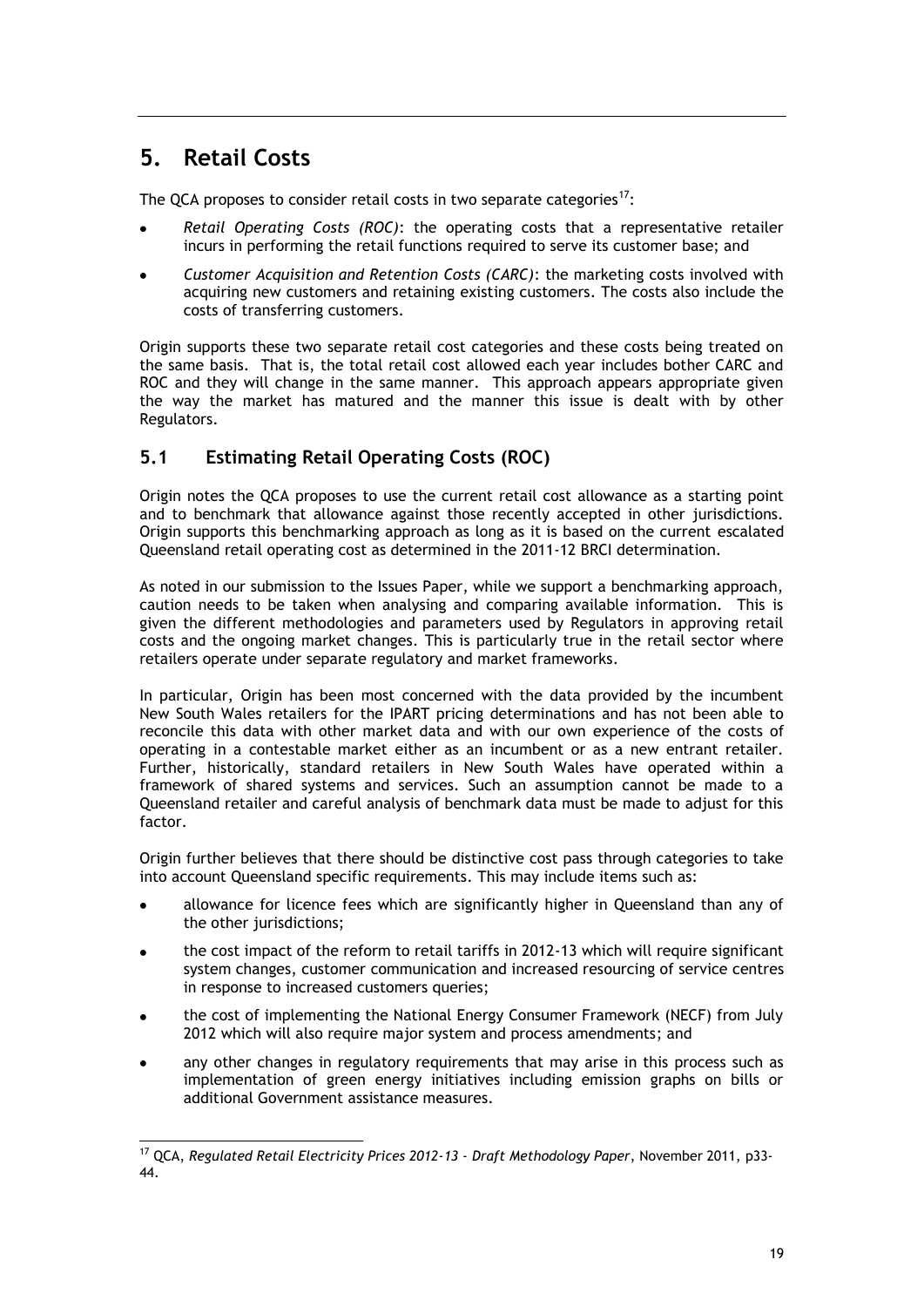# 5. Retail Costs

The QCA proposes to consider retail costs in two separate categories[17]:

- *Retail Operating Costs (ROC)*: the operating costs that a representative retailer incurs in performing the retail functions required to serve its customer base; and
- *Customer Acquisition and Retention Costs (CARC)*: the marketing costs involved with acquiring new customers and retaining existing customers. The costs also include the costs of transferring customers.

Origin supports these two separate retail cost categories and these costs being treated on the same basis. That is, the total retail cost allowed each year includes bother CARC and ROC and they will change in the same manner. This approach appears appropriate given the way the market has matured and the manner this issue is dealt with by other Regulators.

## 5.1 Estimating Retail Operating Costs (ROC)

Origin notes the QCA proposes to use the current retail cost allowance as a starting point and to benchmark that allowance against those recently accepted in other jurisdictions. Origin supports this benchmarking approach as long as it is based on the current escalated Queensland retail operating cost as determined in the 2011-12 BRCI determination.

As noted in our submission to the Issues Paper, while we support a benchmarking approach, caution needs to be taken when analysing and comparing available information. This is given the different methodologies and parameters used by Regulators in approving retail costs and the ongoing market changes. This is particularly true in the retail sector where retailers operate under separate regulatory and market frameworks.

In particular, Origin has been most concerned with the data provided by the incumbent New South Wales retailers for the IPART pricing determinations and has not been able to reconcile this data with other market data and with our own experience of the costs of operating in a contestable market either as an incumbent or as a new entrant retailer. Further, historically, standard retailers in New South Wales have operated within a framework of shared systems and services. Such an assumption cannot be made to a Queensland retailer and careful analysis of benchmark data must be made to adjust for this factor.

Origin further believes that there should be distinctive cost pass through categories to take into account Queensland specific requirements. This may include items such as:

- allowance for licence fees which are significantly higher in Queensland than any of the other jurisdictions;
- the cost impact of the reform to retail tariffs in 2012-13 which will require significant system changes, customer communication and increased resourcing of service centres in response to increased customers queries;
- the cost of implementing the National Energy Consumer Framework (NECF) from July 2012 which will also require major system and process amendments; and
- any other changes in regulatory requirements that may arise in this process such as implementation of green energy initiatives including emission graphs on bills or additional Government assistance measures.

---

[17] QCA, *Regulated Retail Electricity Prices 2012-13 - Draft Methodology Paper*, November 2011, p33-44.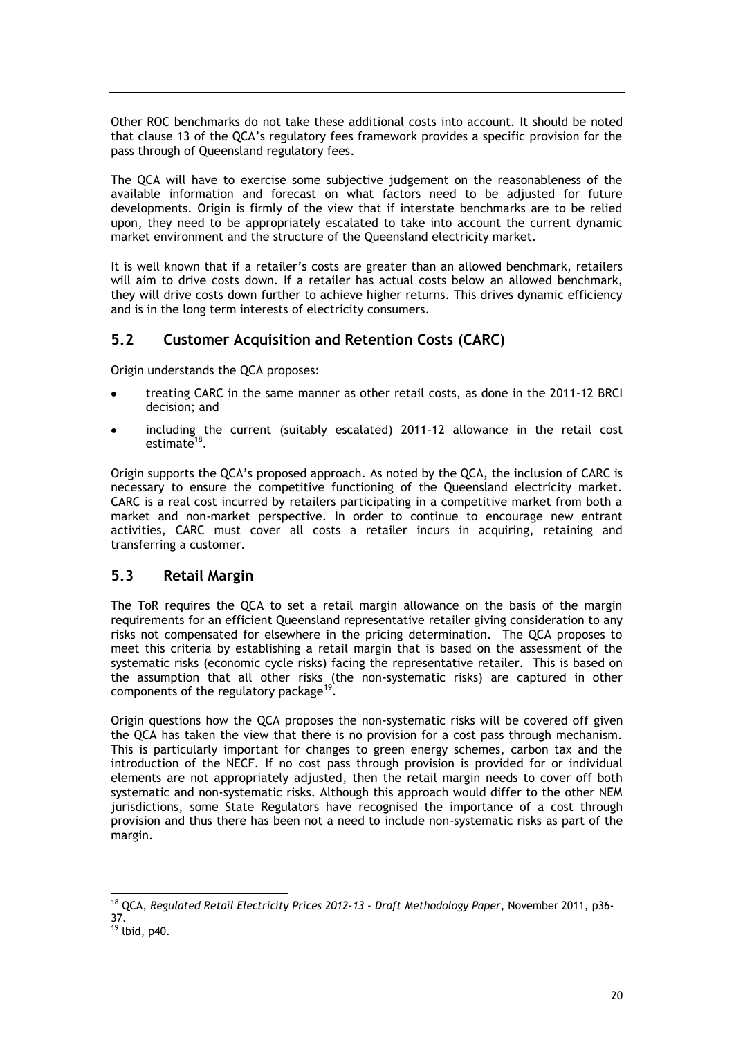Other ROC benchmarks do not take these additional costs into account. It should be noted that clause 13 of the QCA's regulatory fees framework provides a specific provision for the pass through of Queensland regulatory fees.

The QCA will have to exercise some subjective judgement on the reasonableness of the available information and forecast on what factors need to be adjusted for future developments. Origin is firmly of the view that if interstate benchmarks are to be relied upon, they need to be appropriately escalated to take into account the current dynamic market environment and the structure of the Queensland electricity market.

It is well known that if a retailer's costs are greater than an allowed benchmark, retailers will aim to drive costs down. If a retailer has actual costs below an allowed benchmark, they will drive costs down further to achieve higher returns. This drives dynamic efficiency and is in the long term interests of electricity consumers.

## 5.2 Customer Acquisition and Retention Costs (CARC)

Origin understands the QCA proposes:

- treating CARC in the same manner as other retail costs, as done in the 2011-12 BRCI decision; and
- including the current (suitably escalated) 2011-12 allowance in the retail cost estimate[18].

Origin supports the QCA's proposed approach. As noted by the QCA, the inclusion of CARC is necessary to ensure the competitive functioning of the Queensland electricity market. CARC is a real cost incurred by retailers participating in a competitive market from both a market and non-market perspective. In order to continue to encourage new entrant activities, CARC must cover all costs a retailer incurs in acquiring, retaining and transferring a customer.

## 5.3 Retail Margin

The ToR requires the QCA to set a retail margin allowance on the basis of the margin requirements for an efficient Queensland representative retailer giving consideration to any risks not compensated for elsewhere in the pricing determination. The QCA proposes to meet this criteria by establishing a retail margin that is based on the assessment of the systematic risks (economic cycle risks) facing the representative retailer. This is based on the assumption that all other risks (the non-systematic risks) are captured in other components of the regulatory package[19].

Origin questions how the QCA proposes the non-systematic risks will be covered off given the QCA has taken the view that there is no provision for a cost pass through mechanism. This is particularly important for changes to green energy schemes, carbon tax and the introduction of the NECF. If no cost pass through provision is provided for or individual elements are not appropriately adjusted, then the retail margin needs to cover off both systematic and non-systematic risks. Although this approach would differ to the other NEM jurisdictions, some State Regulators have recognised the importance of a cost through provision and thus there has been not a need to include non-systematic risks as part of the margin.

---

[18] QCA, *Regulated Retail Electricity Prices 2012-13 - Draft Methodology Paper*, November 2011, p36-37.

[19] Ibid, p40.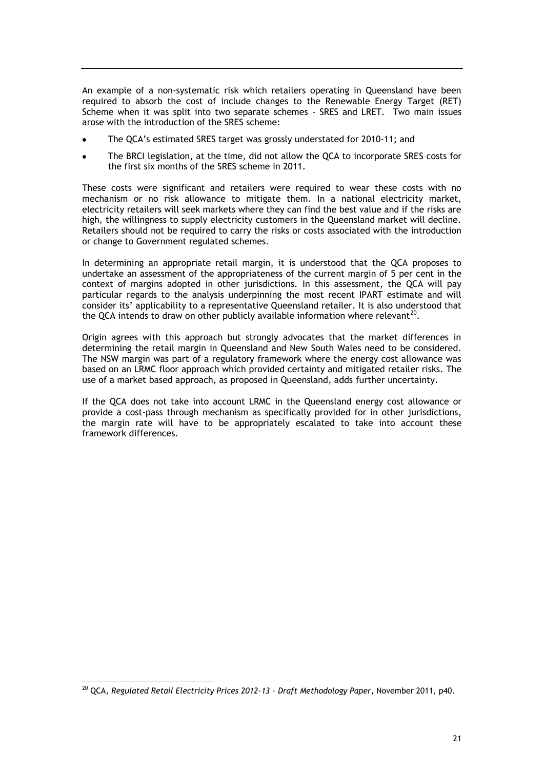An example of a non-systematic risk which retailers operating in Queensland have been required to absorb the cost of include changes to the Renewable Energy Target (RET) Scheme when it was split into two separate schemes - SRES and LRET. Two main issues arose with the introduction of the SRES scheme:

- The QCA's estimated SRES target was grossly understated for 2010-11; and
- The BRCI legislation, at the time, did not allow the QCA to incorporate SRES costs for the first six months of the SRES scheme in 2011.

These costs were significant and retailers were required to wear these costs with no mechanism or no risk allowance to mitigate them. In a national electricity market, electricity retailers will seek markets where they can find the best value and if the risks are high, the willingness to supply electricity customers in the Queensland market will decline. Retailers should not be required to carry the risks or costs associated with the introduction or change to Government regulated schemes.

In determining an appropriate retail margin, it is understood that the QCA proposes to undertake an assessment of the appropriateness of the current margin of 5 per cent in the context of margins adopted in other jurisdictions. In this assessment, the QCA will pay particular regards to the analysis underpinning the most recent IPART estimate and will consider its' applicability to a representative Queensland retailer. It is also understood that the QCA intends to draw on other publicly available information where relevant[20].

Origin agrees with this approach but strongly advocates that the market differences in determining the retail margin in Queensland and New South Wales need to be considered. The NSW margin was part of a regulatory framework where the energy cost allowance was based on an LRMC floor approach which provided certainty and mitigated retailer risks. The use of a market based approach, as proposed in Queensland, adds further uncertainty.

If the QCA does not take into account LRMC in the Queensland energy cost allowance or provide a cost-pass through mechanism as specifically provided for in other jurisdictions, the margin rate will have to be appropriately escalated to take into account these framework differences.

[20] QCA, *Regulated Retail Electricity Prices 2012-13 - Draft Methodology Paper*, November 2011, p40.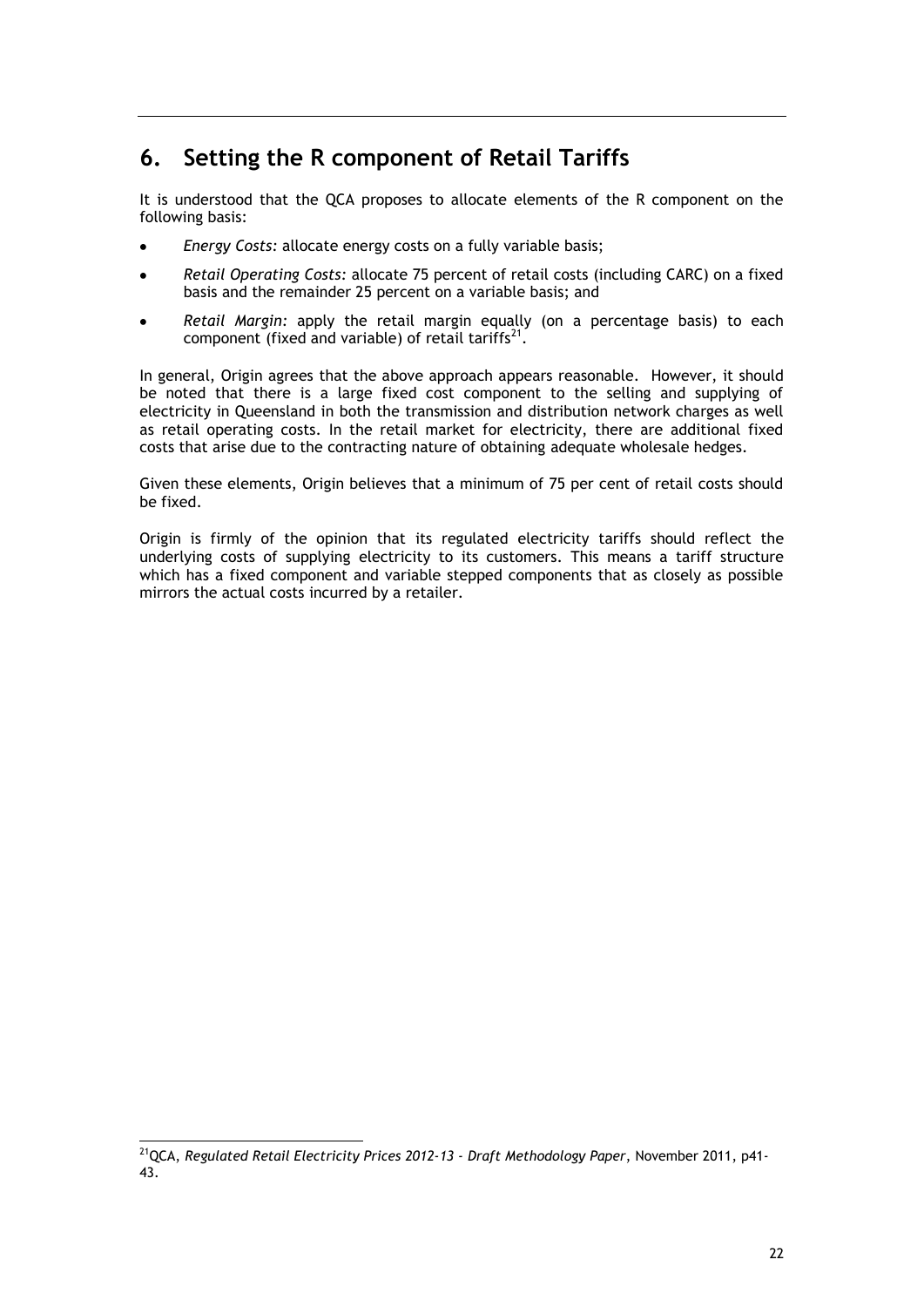## 6. Setting the R component of Retail Tariffs

It is understood that the QCA proposes to allocate elements of the R component on the following basis:

- *Energy Costs:* allocate energy costs on a fully variable basis;
- *Retail Operating Costs:* allocate 75 percent of retail costs (including CARC) on a fixed basis and the remainder 25 percent on a variable basis; and
- *Retail Margin:* apply the retail margin equally (on a percentage basis) to each component (fixed and variable) of retail tariffs[21].

In general, Origin agrees that the above approach appears reasonable. However, it should be noted that there is a large fixed cost component to the selling and supplying of electricity in Queensland in both the transmission and distribution network charges as well as retail operating costs. In the retail market for electricity, there are additional fixed costs that arise due to the contracting nature of obtaining adequate wholesale hedges.

Given these elements, Origin believes that a minimum of 75 per cent of retail costs should be fixed.

Origin is firmly of the opinion that its regulated electricity tariffs should reflect the underlying costs of supplying electricity to its customers. This means a tariff structure which has a fixed component and variable stepped components that as closely as possible mirrors the actual costs incurred by a retailer.

---

[21] QCA, *Regulated Retail Electricity Prices 2012-13 - Draft Methodology Paper*, November 2011, p41-43.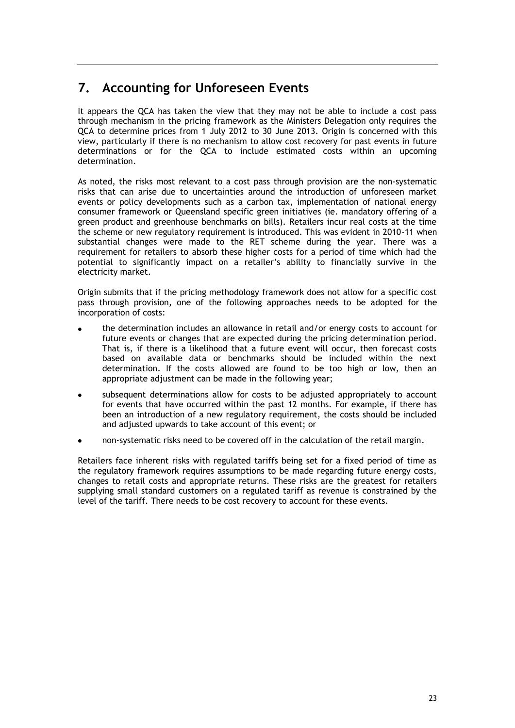## 7. Accounting for Unforeseen Events

It appears the QCA has taken the view that they may not be able to include a cost pass through mechanism in the pricing framework as the Ministers Delegation only requires the QCA to determine prices from 1 July 2012 to 30 June 2013. Origin is concerned with this view, particularly if there is no mechanism to allow cost recovery for past events in future determinations or for the QCA to include estimated costs within an upcoming determination.

As noted, the risks most relevant to a cost pass through provision are the non-systematic risks that can arise due to uncertainties around the introduction of unforeseen market events or policy developments such as a carbon tax, implementation of national energy consumer framework or Queensland specific green initiatives (ie. mandatory offering of a green product and greenhouse benchmarks on bills). Retailers incur real costs at the time the scheme or new regulatory requirement is introduced. This was evident in 2010-11 when substantial changes were made to the RET scheme during the year. There was a requirement for retailers to absorb these higher costs for a period of time which had the potential to significantly impact on a retailer's ability to financially survive in the electricity market.

Origin submits that if the pricing methodology framework does not allow for a specific cost pass through provision, one of the following approaches needs to be adopted for the incorporation of costs:

- the determination includes an allowance in retail and/or energy costs to account for future events or changes that are expected during the pricing determination period. That is, if there is a likelihood that a future event will occur, then forecast costs based on available data or benchmarks should be included within the next determination. If the costs allowed are found to be too high or low, then an appropriate adjustment can be made in the following year;
- subsequent determinations allow for costs to be adjusted appropriately to account for events that have occurred within the past 12 months. For example, if there has been an introduction of a new regulatory requirement, the costs should be included and adjusted upwards to take account of this event; or
- non-systematic risks need to be covered off in the calculation of the retail margin.

Retailers face inherent risks with regulated tariffs being set for a fixed period of time as the regulatory framework requires assumptions to be made regarding future energy costs, changes to retail costs and appropriate returns. These risks are the greatest for retailers supplying small standard customers on a regulated tariff as revenue is constrained by the level of the tariff. There needs to be cost recovery to account for these events.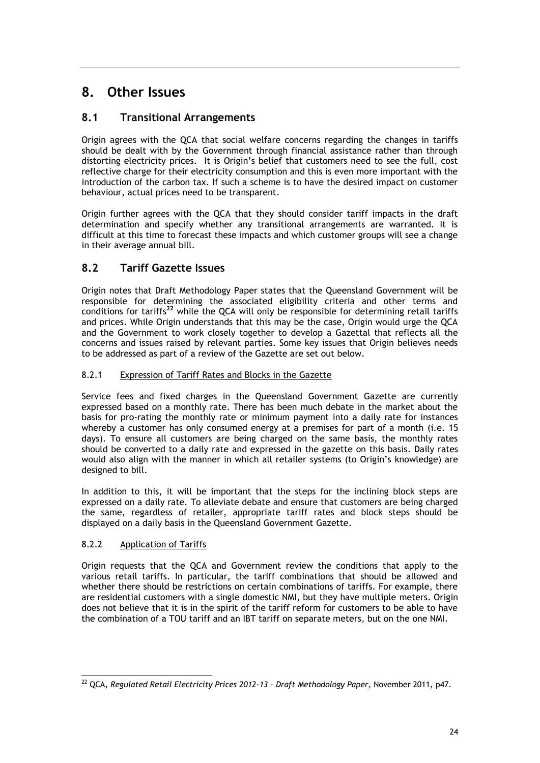# 8. Other Issues

## 8.1 Transitional Arrangements

Origin agrees with the QCA that social welfare concerns regarding the changes in tariffs should be dealt with by the Government through financial assistance rather than through distorting electricity prices. It is Origin's belief that customers need to see the full, cost reflective charge for their electricity consumption and this is even more important with the introduction of the carbon tax. If such a scheme is to have the desired impact on customer behaviour, actual prices need to be transparent.

Origin further agrees with the QCA that they should consider tariff impacts in the draft determination and specify whether any transitional arrangements are warranted. It is difficult at this time to forecast these impacts and which customer groups will see a change in their average annual bill.

## 8.2 Tariff Gazette Issues

Origin notes that Draft Methodology Paper states that the Queensland Government will be responsible for determining the associated eligibility criteria and other terms and conditions for tariffs[22] while the QCA will only be responsible for determining retail tariffs and prices. While Origin understands that this may be the case, Origin would urge the QCA and the Government to work closely together to develop a Gazettal that reflects all the concerns and issues raised by relevant parties. Some key issues that Origin believes needs to be addressed as part of a review of the Gazette are set out below.

### 8.2.1 Expression of Tariff Rates and Blocks in the Gazette

Service fees and fixed charges in the Queensland Government Gazette are currently expressed based on a monthly rate. There has been much debate in the market about the basis for pro-rating the monthly rate or minimum payment into a daily rate for instances whereby a customer has only consumed energy at a premises for part of a month (i.e. 15 days). To ensure all customers are being charged on the same basis, the monthly rates should be converted to a daily rate and expressed in the gazette on this basis. Daily rates would also align with the manner in which all retailer systems (to Origin's knowledge) are designed to bill.

In addition to this, it will be important that the steps for the inclining block steps are expressed on a daily rate. To alleviate debate and ensure that customers are being charged the same, regardless of retailer, appropriate tariff rates and block steps should be displayed on a daily basis in the Queensland Government Gazette.

### 8.2.2 Application of Tariffs

Origin requests that the QCA and Government review the conditions that apply to the various retail tariffs. In particular, the tariff combinations that should be allowed and whether there should be restrictions on certain combinations of tariffs. For example, there are residential customers with a single domestic NMI, but they have multiple meters. Origin does not believe that it is in the spirit of the tariff reform for customers to be able to have the combination of a TOU tariff and an IBT tariff on separate meters, but on the one NMI.

---

[22] QCA, *Regulated Retail Electricity Prices 2012-13 - Draft Methodology Paper*, November 2011, p47.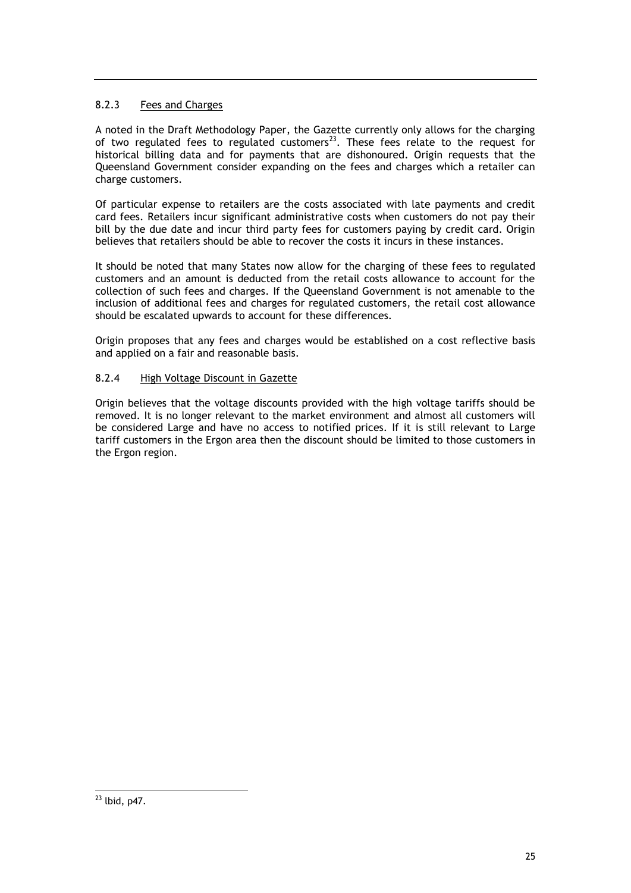#### 8.2.3 Fees and Charges

A noted in the Draft Methodology Paper, the Gazette currently only allows for the charging of two regulated fees to regulated customers[23]. These fees relate to the request for historical billing data and for payments that are dishonoured. Origin requests that the Queensland Government consider expanding on the fees and charges which a retailer can charge customers.

Of particular expense to retailers are the costs associated with late payments and credit card fees. Retailers incur significant administrative costs when customers do not pay their bill by the due date and incur third party fees for customers paying by credit card. Origin believes that retailers should be able to recover the costs it incurs in these instances.

It should be noted that many States now allow for the charging of these fees to regulated customers and an amount is deducted from the retail costs allowance to account for the collection of such fees and charges. If the Queensland Government is not amenable to the inclusion of additional fees and charges for regulated customers, the retail cost allowance should be escalated upwards to account for these differences.

Origin proposes that any fees and charges would be established on a cost reflective basis and applied on a fair and reasonable basis.

#### 8.2.4 High Voltage Discount in Gazette

Origin believes that the voltage discounts provided with the high voltage tariffs should be removed. It is no longer relevant to the market environment and almost all customers will be considered Large and have no access to notified prices. If it is still relevant to Large tariff customers in the Ergon area then the discount should be limited to those customers in the Ergon region.

[23] Ibid, p47.